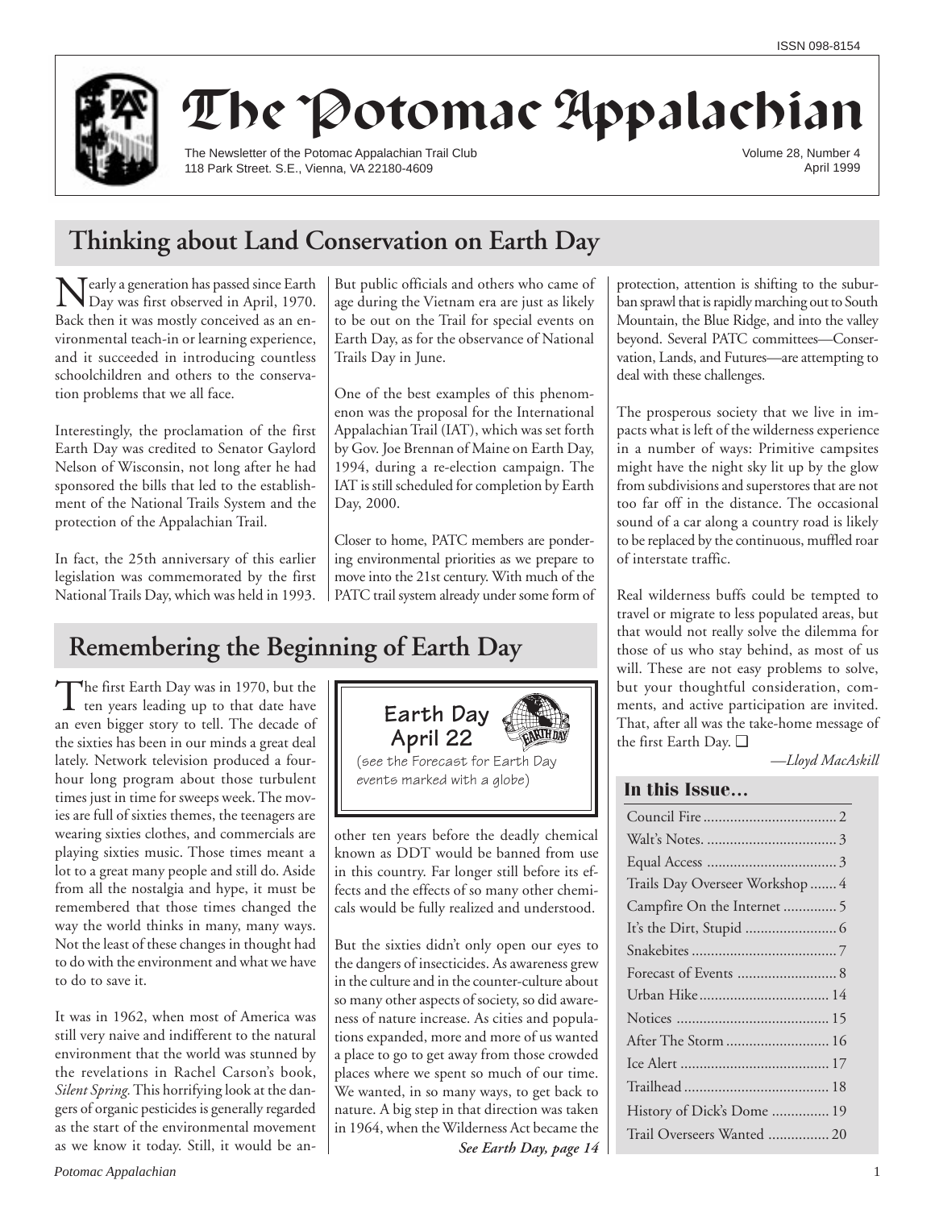ISSN 098-8154

# The Potomac Appalachian

The Newsletter of the Potomac Appalachian Trail Club
118 Park Street. S.E., Vienna, VA 22180-4609

Volume 28, Number 4
April 1999

## Thinking about Land Conservation on Earth Day

Nearly a generation has passed since Earth Day was first observed in April, 1970. Back then it was mostly conceived as an environmental teach-in or learning experience, and it succeeded in introducing countless schoolchildren and others to the conservation problems that we all face.

Interestingly, the proclamation of the first Earth Day was credited to Senator Gaylord Nelson of Wisconsin, not long after he had sponsored the bills that led to the establishment of the National Trails System and the protection of the Appalachian Trail.

In fact, the 25th anniversary of this earlier legislation was commemorated by the first National Trails Day, which was held in 1993. But public officials and others who came of age during the Vietnam era are just as likely to be out on the Trail for special events on Earth Day, as for the observance of National Trails Day in June.

One of the best examples of this phenomenon was the proposal for the International Appalachian Trail (IAT), which was set forth by Gov. Joe Brennan of Maine on Earth Day, 1994, during a re-election campaign. The IAT is still scheduled for completion by Earth Day, 2000.

Closer to home, PATC members are pondering environmental priorities as we prepare to move into the 21st century. With much of the PATC trail system already under some form of protection, attention is shifting to the suburban sprawl that is rapidly marching out to South Mountain, the Blue Ridge, and into the valley beyond. Several PATC committees—Conservation, Lands, and Futures—are attempting to deal with these challenges.

The prosperous society that we live in impacts what is left of the wilderness experience in a number of ways: Primitive campsites might have the night sky lit up by the glow from subdivisions and superstores that are not too far off in the distance. The occasional sound of a car along a country road is likely to be replaced by the continuous, muffled roar of interstate traffic.

Real wilderness buffs could be tempted to travel or migrate to less populated areas, but that would not really solve the dilemma for those of us who stay behind, as most of us will. These are not easy problems to solve, but your thoughtful consideration, comments, and active participation are invited. That, after all was the take-home message of the first Earth Day. ❑

*—Lloyd MacAskill*

## Remembering the Beginning of Earth Day

The first Earth Day was in 1970, but the ten years leading up to that date have an even bigger story to tell. The decade of the sixties has been in our minds a great deal lately. Network television produced a four-hour long program about those turbulent times just in time for sweeps week. The movies are full of sixties themes, the teenagers are wearing sixties clothes, and commercials are playing sixties music. Those times meant a lot to a great many people and still do. Aside from all the nostalgia and hype, it must be remembered that those times changed the way the world thinks in many, many ways. Not the least of these changes in thought had to do with the environment and what we have to do to save it.

It was in 1962, when most of America was still very naive and indifferent to the natural environment that the world was stunned by the revelations in Rachel Carson's book, *Silent Spring*. This horrifying look at the dangers of organic pesticides is generally regarded as the start of the environmental movement as we know it today. Still, it would be another ten years before the deadly chemical known as DDT would be banned from use in this country. Far longer still before its effects and the effects of so many other chemicals would be fully realized and understood.

> **Earth Day April 22**
> (see the Forecast for Earth Day events marked with a globe)

But the sixties didn't only open our eyes to the dangers of insecticides. As awareness grew in the culture and in the counter-culture about so many other aspects of society, so did awareness of nature increase. As cities and populations expanded, more and more of us wanted a place to go to get away from those crowded places where we spent so much of our time. We wanted, in so many ways, to get back to nature. A big step in that direction was taken in 1964, when the Wilderness Act became the

***See Earth Day, page 14***

### In this Issue…

| | |
|---|---|
| Council Fire | 2 |
| Walt's Notes. | 3 |
| Equal Access | 3 |
| Trails Day Overseer Workshop | 4 |
| Campfire On the Internet | 5 |
| It's the Dirt, Stupid | 6 |
| Snakebites | 7 |
| Forecast of Events | 8 |
| Urban Hike | 14 |
| Notices | 15 |
| After The Storm | 16 |
| Ice Alert | 17 |
| Trailhead | 18 |
| History of Dick's Dome | 19 |
| Trail Overseers Wanted | 20 |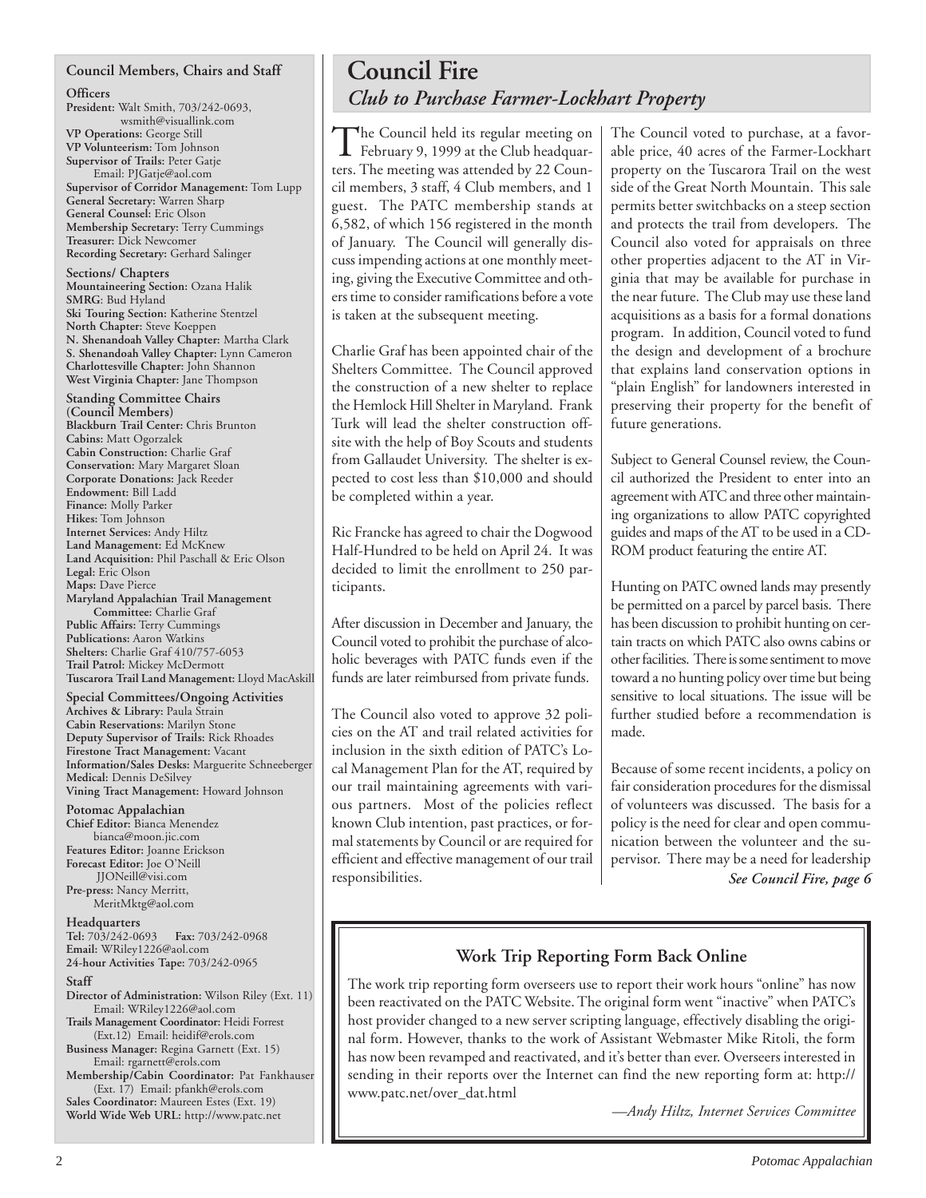## Council Members, Chairs and Staff

**Officers**

**President:** Walt Smith, 703/242-0693, wsmith@visuallink.com
**VP Operations:** George Still
**VP Volunteerism:** Tom Johnson
**Supervisor of Trails:** Peter Gatje
Email: PJGatje@aol.com
**Supervisor of Corridor Management:** Tom Lupp
**General Secretary:** Warren Sharp
**General Counsel:** Eric Olson
**Membership Secretary:** Terry Cummings
**Treasurer:** Dick Newcomer
**Recording Secretary:** Gerhard Salinger

**Sections/ Chapters**

**Mountaineering Section:** Ozana Halik
**SMRG**: Bud Hyland
**Ski Touring Section:** Katherine Stentzel
**North Chapter:** Steve Koeppen
**N. Shenandoah Valley Chapter:** Martha Clark
**S. Shenandoah Valley Chapter:** Lynn Cameron
**Charlottesville Chapter:** John Shannon
**West Virginia Chapter:** Jane Thompson

**Standing Committee Chairs (Council Members)**

**Blackburn Trail Center:** Chris Brunton
**Cabins:** Matt Ogorzalek
**Cabin Construction:** Charlie Graf
**Conservation:** Mary Margaret Sloan
**Corporate Donations:** Jack Reeder
**Endowment:** Bill Ladd
**Finance:** Molly Parker
**Hikes:** Tom Johnson
**Internet Services:** Andy Hiltz
**Land Management:** Ed McKnew
**Land Acquisition:** Phil Paschall & Eric Olson
**Legal:** Eric Olson
**Maps:** Dave Pierce
**Maryland Appalachian Trail Management Committee:** Charlie Graf
**Public Affairs:** Terry Cummings
**Publications:** Aaron Watkins
**Shelters:** Charlie Graf 410/757-6053
**Trail Patrol:** Mickey McDermott
**Tuscarora Trail Land Management:** Lloyd MacAskill

**Special Committees/Ongoing Activities**

**Archives & Library:** Paula Strain
**Cabin Reservations:** Marilyn Stone
**Deputy Supervisor of Trails:** Rick Rhoades
**Firestone Tract Management:** Vacant
**Information/Sales Desks:** Marguerite Schneeberger
**Medical:** Dennis DeSilvey
**Vining Tract Management:** Howard Johnson

**Potomac Appalachian**

**Chief Editor:** Bianca Menendez
bianca@moon.jic.com
**Features Editor:** Joanne Erickson
**Forecast Editor:** Joe O'Neill
JJONeill@visi.com
**Pre-press:** Nancy Merritt,
MeritMktg@aol.com

**Headquarters**

**Tel:** 703/242-0693 **Fax:** 703/242-0968
**Email:** WRiley1226@aol.com
**24-hour Activities Tape:** 703/242-0965

**Staff**

**Director of Administration:** Wilson Riley (Ext. 11)
Email: WRiley1226@aol.com
**Trails Management Coordinator:** Heidi Forrest (Ext.12) Email: heidif@erols.com
**Business Manager:** Regina Garnett (Ext. 15)
Email: rgarnett@erols.com
**Membership/Cabin Coordinator:** Pat Fankhauser (Ext. 17) Email: pfankh@erols.com
**Sales Coordinator:** Maureen Estes (Ext. 19)
**World Wide Web URL:** http://www.patc.net

# Council Fire

## *Club to Purchase Farmer-Lockhart Property*

The Council held its regular meeting on February 9, 1999 at the Club headquarters. The meeting was attended by 22 Council members, 3 staff, 4 Club members, and 1 guest. The PATC membership stands at 6,582, of which 156 registered in the month of January. The Council will generally discuss impending actions at one monthly meeting, giving the Executive Committee and others time to consider ramifications before a vote is taken at the subsequent meeting.

Charlie Graf has been appointed chair of the Shelters Committee. The Council approved the construction of a new shelter to replace the Hemlock Hill Shelter in Maryland. Frank Turk will lead the shelter construction offsite with the help of Boy Scouts and students from Gallaudet University. The shelter is expected to cost less than $10,000 and should be completed within a year.

Ric Francke has agreed to chair the Dogwood Half-Hundred to be held on April 24. It was decided to limit the enrollment to 250 participants.

After discussion in December and January, the Council voted to prohibit the purchase of alcoholic beverages with PATC funds even if the funds are later reimbursed from private funds.

The Council also voted to approve 32 policies on the AT and trail related activities for inclusion in the sixth edition of PATC's Local Management Plan for the AT, required by our trail maintaining agreements with various partners. Most of the policies reflect known Club intention, past practices, or formal statements by Council or are required for efficient and effective management of our trail responsibilities.

The Council voted to purchase, at a favorable price, 40 acres of the Farmer-Lockhart property on the Tuscarora Trail on the west side of the Great North Mountain. This sale permits better switchbacks on a steep section and protects the trail from developers. The Council also voted for appraisals on three other properties adjacent to the AT in Virginia that may be available for purchase in the near future. The Club may use these land acquisitions as a basis for a formal donations program. In addition, Council voted to fund the design and development of a brochure that explains land conservation options in "plain English" for landowners interested in preserving their property for the benefit of future generations.

Subject to General Counsel review, the Council authorized the President to enter into an agreement with ATC and three other maintaining organizations to allow PATC copyrighted guides and maps of the AT to be used in a CD-ROM product featuring the entire AT.

Hunting on PATC owned lands may presently be permitted on a parcel by parcel basis. There has been discussion to prohibit hunting on certain tracts on which PATC also owns cabins or other facilities. There is some sentiment to move toward a no hunting policy over time but being sensitive to local situations. The issue will be further studied before a recommendation is made.

Because of some recent incidents, a policy on fair consideration procedures for the dismissal of volunteers was discussed. The basis for a policy is the need for clear and open communication between the volunteer and the supervisor. There may be a need for leadership

***See Council Fire, page 6***

### Work Trip Reporting Form Back Online

The work trip reporting form overseers use to report their work hours "online" has now been reactivated on the PATC Website. The original form went "inactive" when PATC's host provider changed to a new server scripting language, effectively disabling the original form. However, thanks to the work of Assistant Webmaster Mike Ritoli, the form has now been revamped and reactivated, and it's better than ever. Overseers interested in sending in their reports over the Internet can find the new reporting form at: http://www.patc.net/over_dat.html

*—Andy Hiltz, Internet Services Committee*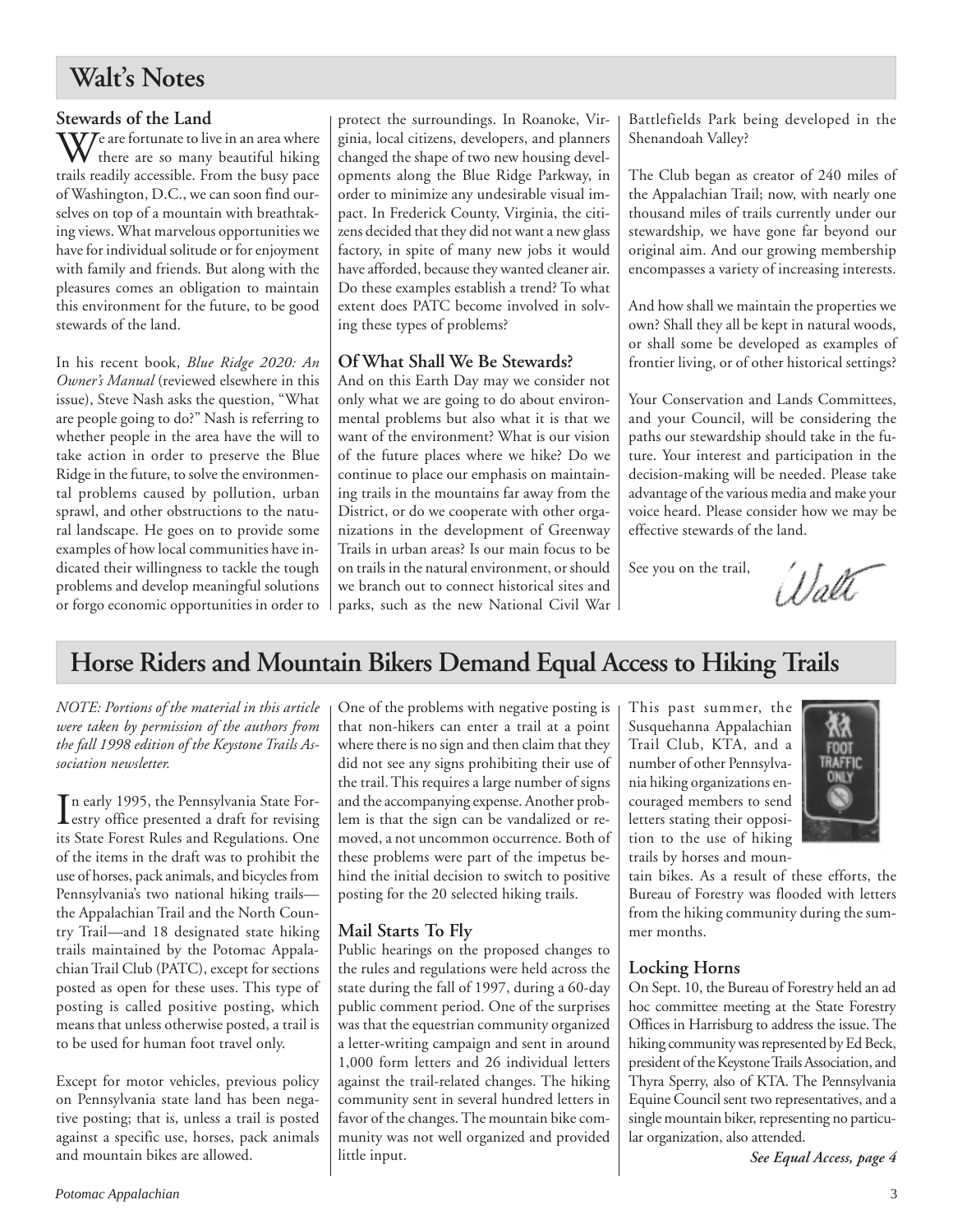# Walt's Notes

### Stewards of the Land

We are fortunate to live in an area where there are so many beautiful hiking trails readily accessible. From the busy pace of Washington, D.C., we can soon find ourselves on top of a mountain with breathtaking views. What marvelous opportunities we have for individual solitude or for enjoyment with family and friends. But along with the pleasures comes an obligation to maintain this environment for the future, to be good stewards of the land.

In his recent book, *Blue Ridge 2020: An Owner's Manual* (reviewed elsewhere in this issue), Steve Nash asks the question, "What are people going to do?" Nash is referring to whether people in the area have the will to take action in order to preserve the Blue Ridge in the future, to solve the environmental problems caused by pollution, urban sprawl, and other obstructions to the natural landscape. He goes on to provide some examples of how local communities have indicated their willingness to tackle the tough problems and develop meaningful solutions or forgo economic opportunities in order to protect the surroundings. In Roanoke, Virginia, local citizens, developers, and planners changed the shape of two new housing developments along the Blue Ridge Parkway, in order to minimize any undesirable visual impact. In Frederick County, Virginia, the citizens decided that they did not want a new glass factory, in spite of many new jobs it would have afforded, because they wanted cleaner air. Do these examples establish a trend? To what extent does PATC become involved in solving these types of problems?

### Of What Shall We Be Stewards?

And on this Earth Day may we consider not only what we are going to do about environmental problems but also what it is that we want of the environment? What is our vision of the future places where we hike? Do we continue to place our emphasis on maintaining trails in the mountains far away from the District, or do we cooperate with other organizations in the development of Greenway Trails in urban areas? Is our main focus to be on trails in the natural environment, or should we branch out to connect historical sites and parks, such as the new National Civil War Battlefields Park being developed in the Shenandoah Valley?

The Club began as creator of 240 miles of the Appalachian Trail; now, with nearly one thousand miles of trails currently under our stewardship, we have gone far beyond our original aim. And our growing membership encompasses a variety of increasing interests.

And how shall we maintain the properties we own? Shall they all be kept in natural woods, or shall some be developed as examples of frontier living, or of other historical settings?

Your Conservation and Lands Committees, and your Council, will be considering the paths our stewardship should take in the future. Your interest and participation in the decision-making will be needed. Please take advantage of the various media and make your voice heard. Please consider how we may be effective stewards of the land.

See you on the trail,

Walt

# Horse Riders and Mountain Bikers Demand Equal Access to Hiking Trails

*NOTE: Portions of the material in this article were taken by permission of the authors from the fall 1998 edition of the Keystone Trails Association newsletter.*

In early 1995, the Pennsylvania State Forestry office presented a draft for revising its State Forest Rules and Regulations. One of the items in the draft was to prohibit the use of horses, pack animals, and bicycles from Pennsylvania's two national hiking trails—the Appalachian Trail and the North Country Trail—and 18 designated state hiking trails maintained by the Potomac Appalachian Trail Club (PATC), except for sections posted as open for these uses. This type of posting is called positive posting, which means that unless otherwise posted, a trail is to be used for human foot travel only.

Except for motor vehicles, previous policy on Pennsylvania state land has been negative posting; that is, unless a trail is posted against a specific use, horses, pack animals and mountain bikes are allowed.

One of the problems with negative posting is that non-hikers can enter a trail at a point where there is no sign and then claim that they did not see any signs prohibiting their use of the trail. This requires a large number of signs and the accompanying expense. Another problem is that the sign can be vandalized or removed, a not uncommon occurrence. Both of these problems were part of the impetus behind the initial decision to switch to positive posting for the 20 selected hiking trails.

### Mail Starts To Fly

Public hearings on the proposed changes to the rules and regulations were held across the state during the fall of 1997, during a 60-day public comment period. One of the surprises was that the equestrian community organized a letter-writing campaign and sent in around 1,000 form letters and 26 individual letters against the trail-related changes. The hiking community sent in several hundred letters in favor of the changes. The mountain bike community was not well organized and provided little input.

This past summer, the Susquehanna Appalachian Trail Club, KTA, and a number of other Pennsylvania hiking organizations encouraged members to send letters stating their opposition to the use of hiking trails by horses and mountain bikes. As a result of these efforts, the Bureau of Forestry was flooded with letters from the hiking community during the summer months.

### Locking Horns

On Sept. 10, the Bureau of Forestry held an ad hoc committee meeting at the State Forestry Offices in Harrisburg to address the issue. The hiking community was represented by Ed Beck, president of the Keystone Trails Association, and Thyra Sperry, also of KTA. The Pennsylvania Equine Council sent two representatives, and a single mountain biker, representing no particular organization, also attended.

***See Equal Access, page 4***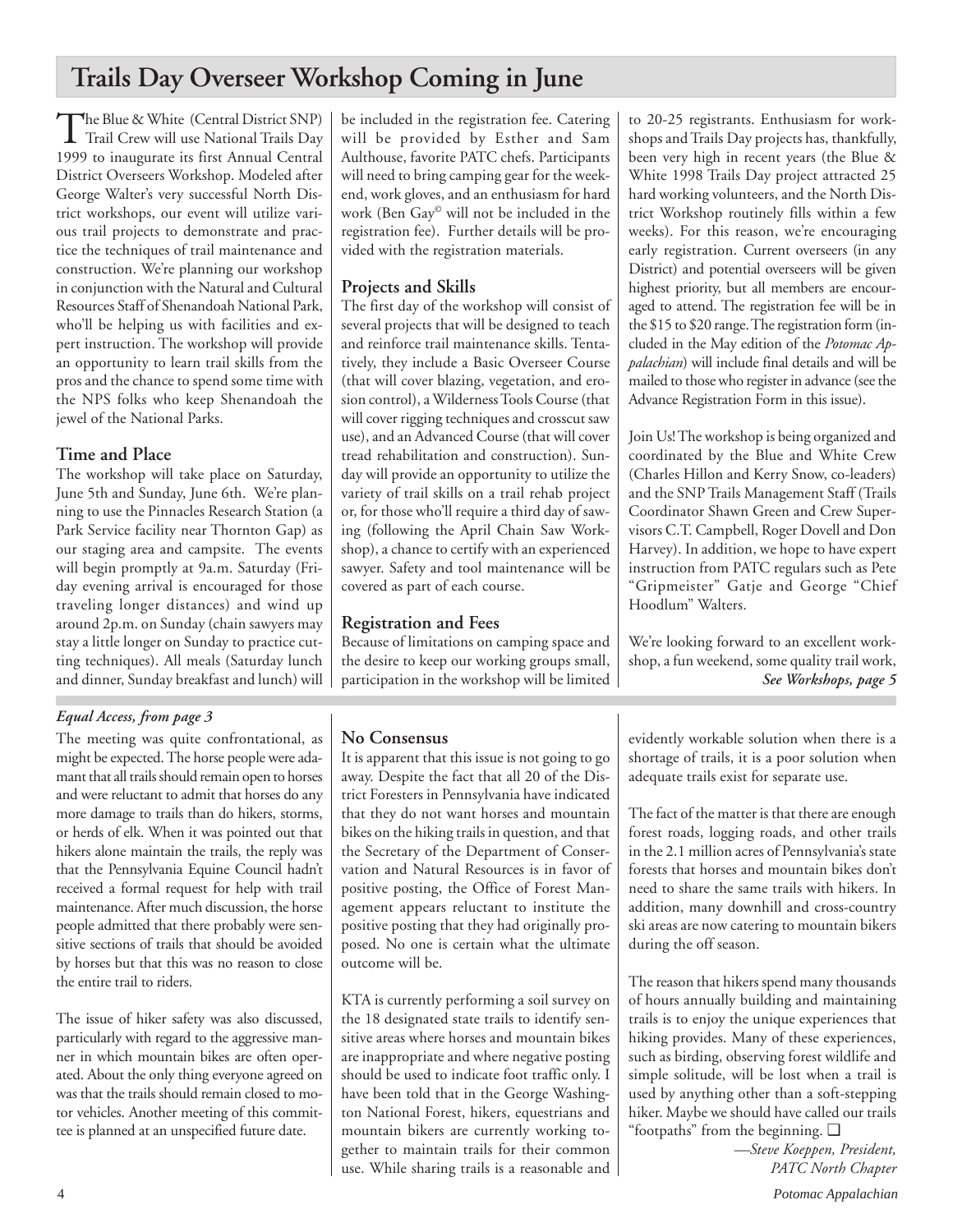## Trails Day Overseer Workshop Coming in June

The Blue & White (Central District SNP) Trail Crew will use National Trails Day 1999 to inaugurate its first Annual Central District Overseers Workshop. Modeled after George Walter's very successful North District workshops, our event will utilize various trail projects to demonstrate and practice the techniques of trail maintenance and construction. We're planning our workshop in conjunction with the Natural and Cultural Resources Staff of Shenandoah National Park, who'll be helping us with facilities and expert instruction. The workshop will provide an opportunity to learn trail skills from the pros and the chance to spend some time with the NPS folks who keep Shenandoah the jewel of the National Parks.

### Time and Place

The workshop will take place on Saturday, June 5th and Sunday, June 6th. We're planning to use the Pinnacles Research Station (a Park Service facility near Thornton Gap) as our staging area and campsite. The events will begin promptly at 9a.m. Saturday (Friday evening arrival is encouraged for those traveling longer distances) and wind up around 2p.m. on Sunday (chain sawyers may stay a little longer on Sunday to practice cutting techniques). All meals (Saturday lunch and dinner, Sunday breakfast and lunch) will be included in the registration fee. Catering will be provided by Esther and Sam Aulthouse, favorite PATC chefs. Participants will need to bring camping gear for the weekend, work gloves, and an enthusiasm for hard work (Ben Gay© will not be included in the registration fee). Further details will be provided with the registration materials.

### Projects and Skills

The first day of the workshop will consist of several projects that will be designed to teach and reinforce trail maintenance skills. Tentatively, they include a Basic Overseer Course (that will cover blazing, vegetation, and erosion control), a Wilderness Tools Course (that will cover rigging techniques and crosscut saw use), and an Advanced Course (that will cover tread rehabilitation and construction). Sunday will provide an opportunity to utilize the variety of trail skills on a trail rehab project or, for those who'll require a third day of sawing (following the April Chain Saw Workshop), a chance to certify with an experienced sawyer. Safety and tool maintenance will be covered as part of each course.

### Registration and Fees

Because of limitations on camping space and the desire to keep our working groups small, participation in the workshop will be limited to 20-25 registrants. Enthusiasm for workshops and Trails Day projects has, thankfully, been very high in recent years (the Blue & White 1998 Trails Day project attracted 25 hard working volunteers, and the North District Workshop routinely fills within a few weeks). For this reason, we're encouraging early registration. Current overseers (in any District) and potential overseers will be given highest priority, but all members are encouraged to attend. The registration fee will be in the $15 to $20 range. The registration form (included in the May edition of the *Potomac Appalachian*) will include final details and will be mailed to those who register in advance (see the Advance Registration Form in this issue).

Join Us! The workshop is being organized and coordinated by the Blue and White Crew (Charles Hillon and Kerry Snow, co-leaders) and the SNP Trails Management Staff (Trails Coordinator Shawn Green and Crew Supervisors C.T. Campbell, Roger Dovell and Don Harvey). In addition, we hope to have expert instruction from PATC regulars such as Pete "Gripmeister" Gatje and George "Chief Hoodlum" Walters.

We're looking forward to an excellent workshop, a fun weekend, some quality trail work,

***See Workshops, page 5***

---

*Equal Access, from page 3*

The meeting was quite confrontational, as might be expected. The horse people were adamant that all trails should remain open to horses and were reluctant to admit that horses do any more damage to trails than do hikers, storms, or herds of elk. When it was pointed out that hikers alone maintain the trails, the reply was that the Pennsylvania Equine Council hadn't received a formal request for help with trail maintenance. After much discussion, the horse people admitted that there probably were sensitive sections of trails that should be avoided by horses but that this was no reason to close the entire trail to riders.

The issue of hiker safety was also discussed, particularly with regard to the aggressive manner in which mountain bikes are often operated. About the only thing everyone agreed on was that the trails should remain closed to motor vehicles. Another meeting of this committee is planned at an unspecified future date.

### No Consensus

It is apparent that this issue is not going to go away. Despite the fact that all 20 of the District Foresters in Pennsylvania have indicated that they do not want horses and mountain bikes on the hiking trails in question, and that the Secretary of the Department of Conservation and Natural Resources is in favor of positive posting, the Office of Forest Management appears reluctant to institute the positive posting that they had originally proposed. No one is certain what the ultimate outcome will be.

KTA is currently performing a soil survey on the 18 designated state trails to identify sensitive areas where horses and mountain bikes are inappropriate and where negative posting should be used to indicate foot traffic only. I have been told that in the George Washington National Forest, hikers, equestrians and mountain bikers are currently working together to maintain trails for their common use. While sharing trails is a reasonable and evidently workable solution when there is a shortage of trails, it is a poor solution when adequate trails exist for separate use.

The fact of the matter is that there are enough forest roads, logging roads, and other trails in the 2.1 million acres of Pennsylvania's state forests that horses and mountain bikes don't need to share the same trails with hikers. In addition, many downhill and cross-country ski areas are now catering to mountain bikers during the off season.

The reason that hikers spend many thousands of hours annually building and maintaining trails is to enjoy the unique experiences that hiking provides. Many of these experiences, such as birding, observing forest wildlife and simple solitude, will be lost when a trail is used by anything other than a soft-stepping hiker. Maybe we should have called our trails "footpaths" from the beginning. ❑

*—Steve Koeppen, President, PATC North Chapter*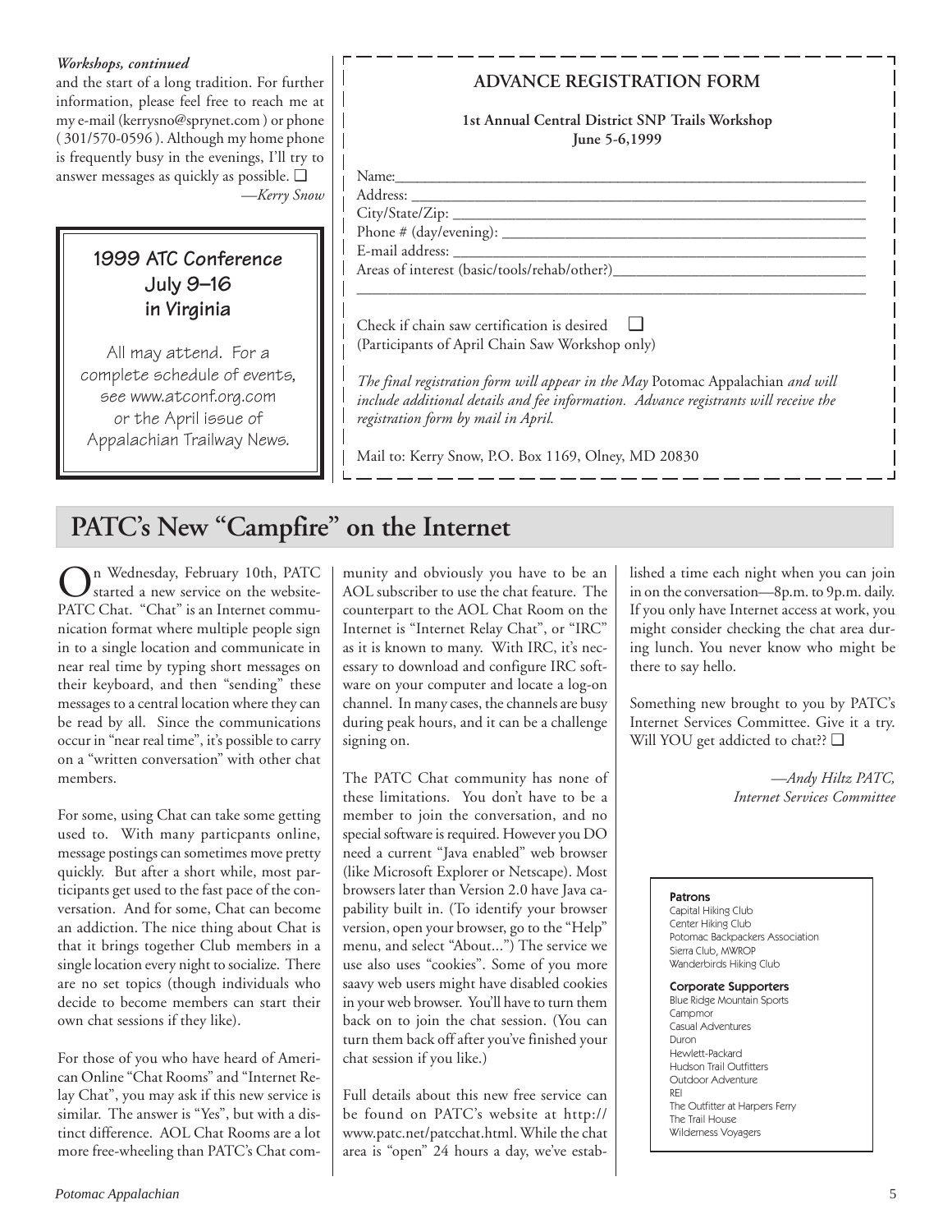*Workshops, continued*

and the start of a long tradition. For further information, please feel free to reach me at my e-mail (kerrysno@sprynet.com ) or phone ( 301/570-0596 ). Although my home phone is frequently busy in the evenings, I'll try to answer messages as quickly as possible. ❑

*—Kerry Snow*

**1999 ATC Conference**
**July 9–16**
**in Virginia**

All may attend. For a complete schedule of events, see www.atconf.org.com or the April issue of Appalachian Trailway News.

**ADVANCE REGISTRATION FORM**

**1st Annual Central District SNP Trails Workshop**
**June 5-6,1999**

Name:___________________________________________

Address: _________________________________________

City/State/Zip: ____________________________________

Phone # (day/evening): _____________________________

E-mail address: ___________________________________

Areas of interest (basic/tools/rehab/other?)______________

_________________________________________________

Check if chain saw certification is desired ❑
(Participants of April Chain Saw Workshop only)

*The final registration form will appear in the May* Potomac Appalachian *and will include additional details and fee information. Advance registrants will receive the registration form by mail in April.*

Mail to: Kerry Snow, P.O. Box 1169, Olney, MD 20830

## PATC's New "Campfire" on the Internet

On Wednesday, February 10th, PATC started a new service on the website-PATC Chat. "Chat" is an Internet communication format where multiple people sign in to a single location and communicate in near real time by typing short messages on their keyboard, and then "sending" these messages to a central location where they can be read by all. Since the communications occur in "near real time", it's possible to carry on a "written conversation" with other chat members.

For some, using Chat can take some getting used to. With many particpants online, message postings can sometimes move pretty quickly. But after a short while, most participants get used to the fast pace of the conversation. And for some, Chat can become an addiction. The nice thing about Chat is that it brings together Club members in a single location every night to socialize. There are no set topics (though individuals who decide to become members can start their own chat sessions if they like).

For those of you who have heard of American Online "Chat Rooms" and "Internet Relay Chat", you may ask if this new service is similar. The answer is "Yes", but with a distinct difference. AOL Chat Rooms are a lot more free-wheeling than PATC's Chat community and obviously you have to be an AOL subscriber to use the chat feature. The counterpart to the AOL Chat Room on the Internet is "Internet Relay Chat", or "IRC" as it is known to many. With IRC, it's necessary to download and configure IRC software on your computer and locate a log-on channel. In many cases, the channels are busy during peak hours, and it can be a challenge signing on.

The PATC Chat community has none of these limitations. You don't have to be a member to join the conversation, and no special software is required. However you DO need a current "Java enabled" web browser (like Microsoft Explorer or Netscape). Most browsers later than Version 2.0 have Java capability built in. (To identify your browser version, open your browser, go to the "Help" menu, and select "About...") The service we use also uses "cookies". Some of you more saavy web users might have disabled cookies in your web browser. You'll have to turn them back on to join the chat session. (You can turn them back off after you've finished your chat session if you like.)

Full details about this new free service can be found on PATC's website at http://www.patc.net/patcchat.html. While the chat area is "open" 24 hours a day, we've established a time each night when you can join in on the conversation—8p.m. to 9p.m. daily. If you only have Internet access at work, you might consider checking the chat area during lunch. You never know who might be there to say hello.

Something new brought to you by PATC's Internet Services Committee. Give it a try. Will YOU get addicted to chat?? ❑

*—Andy Hiltz PATC,*
*Internet Services Committee*

**Patrons**
Capital Hiking Club
Center Hiking Club
Potomac Backpackers Association
Sierra Club, MWROP
Wanderbirds Hiking Club

**Corporate Supporters**
Blue Ridge Mountain Sports
Campmor
Casual Adventures
Duron
Hewlett-Packard
Hudson Trail Outfitters
Outdoor Adventure
REI
The Outfitter at Harpers Ferry
The Trail House
Wilderness Voyagers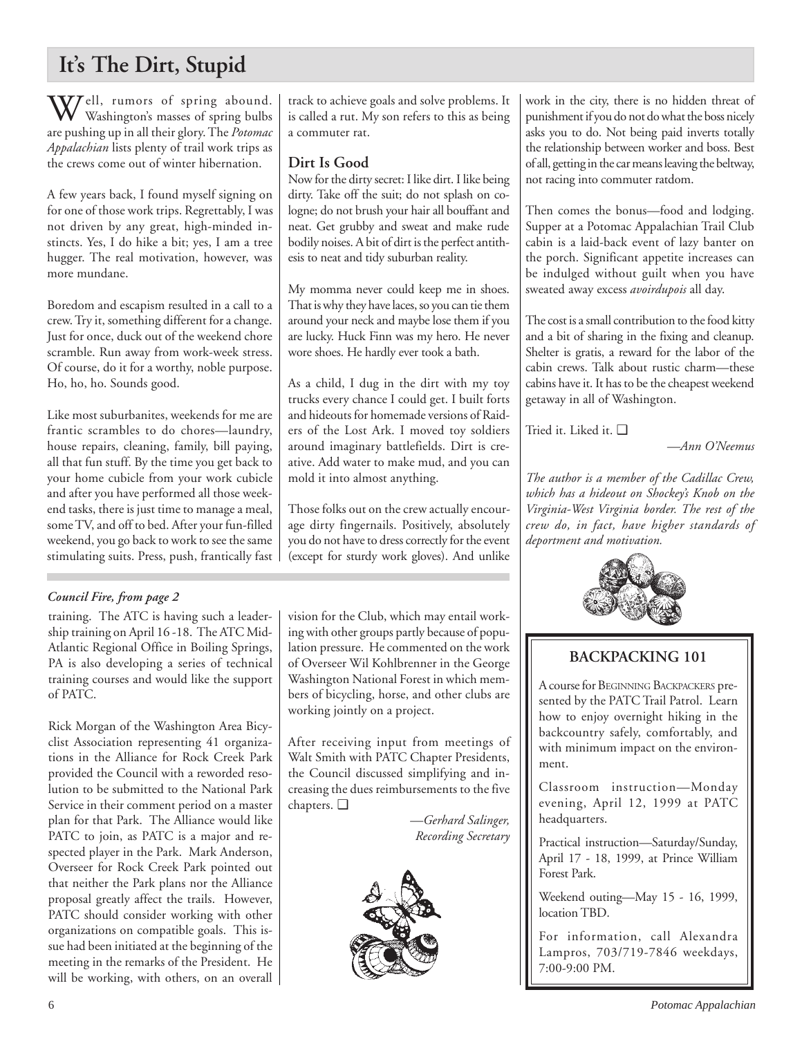# It's The Dirt, Stupid

Well, rumors of spring abound. Washington's masses of spring bulbs are pushing up in all their glory. The *Potomac Appalachian* lists plenty of trail work trips as the crews come out of winter hibernation.

A few years back, I found myself signing on for one of those work trips. Regrettably, I was not driven by any great, high-minded instincts. Yes, I do hike a bit; yes, I am a tree hugger. The real motivation, however, was more mundane.

Boredom and escapism resulted in a call to a crew. Try it, something different for a change. Just for once, duck out of the weekend chore scramble. Run away from work-week stress. Of course, do it for a worthy, noble purpose. Ho, ho, ho. Sounds good.

Like most suburbanites, weekends for me are frantic scrambles to do chores—laundry, house repairs, cleaning, family, bill paying, all that fun stuff. By the time you get back to your home cubicle from your work cubicle and after you have performed all those weekend tasks, there is just time to manage a meal, some TV, and off to bed. After your fun-filled weekend, you go back to work to see the same stimulating suits. Press, push, frantically fast track to achieve goals and solve problems. It is called a rut. My son refers to this as being a commuter rat.

## Dirt Is Good

Now for the dirty secret: I like dirt. I like being dirty. Take off the suit; do not splash on cologne; do not brush your hair all bouffant and neat. Get grubby and sweat and make rude bodily noises. A bit of dirt is the perfect antithesis to neat and tidy suburban reality.

My momma never could keep me in shoes. That is why they have laces, so you can tie them around your neck and maybe lose them if you are lucky. Huck Finn was my hero. He never wore shoes. He hardly ever took a bath.

As a child, I dug in the dirt with my toy trucks every chance I could get. I built forts and hideouts for homemade versions of Raiders of the Lost Ark. I moved toy soldiers around imaginary battlefields. Dirt is creative. Add water to make mud, and you can mold it into almost anything.

Those folks out on the crew actually encourage dirty fingernails. Positively, absolutely you do not have to dress correctly for the event (except for sturdy work gloves). And unlike work in the city, there is no hidden threat of punishment if you do not do what the boss nicely asks you to do. Not being paid inverts totally the relationship between worker and boss. Best of all, getting in the car means leaving the beltway, not racing into commuter ratdom.

Then comes the bonus—food and lodging. Supper at a Potomac Appalachian Trail Club cabin is a laid-back event of lazy banter on the porch. Significant appetite increases can be indulged without guilt when you have sweated away excess *avoirdupois* all day.

The cost is a small contribution to the food kitty and a bit of sharing in the fixing and cleanup. Shelter is gratis, a reward for the labor of the cabin crews. Talk about rustic charm—these cabins have it. It has to be the cheapest weekend getaway in all of Washington.

Tried it. Liked it. ❑

*—Ann O'Neemus*

*The author is a member of the Cadillac Crew, which has a hideout on Shockey's Knob on the Virginia-West Virginia border. The rest of the crew do, in fact, have higher standards of deportment and motivation.*

---

***Council Fire, from page 2***

training. The ATC is having such a leadership training on April 16 -18. The ATC Mid-Atlantic Regional Office in Boiling Springs, PA is also developing a series of technical training courses and would like the support of PATC.

Rick Morgan of the Washington Area Bicyclist Association representing 41 organizations in the Alliance for Rock Creek Park provided the Council with a reworded resolution to be submitted to the National Park Service in their comment period on a master plan for that Park. The Alliance would like PATC to join, as PATC is a major and respected player in the Park. Mark Anderson, Overseer for Rock Creek Park pointed out that neither the Park plans nor the Alliance proposal greatly affect the trails. However, PATC should consider working with other organizations on compatible goals. This issue had been initiated at the beginning of the meeting in the remarks of the President. He will be working, with others, on an overall vision for the Club, which may entail working with other groups partly because of population pressure. He commented on the work of Overseer Wil Kohlbrenner in the George Washington National Forest in which members of bicycling, horse, and other clubs are working jointly on a project.

After receiving input from meetings of Walt Smith with PATC Chapter Presidents, the Council discussed simplifying and increasing the dues reimbursements to the five chapters. ❑

*—Gerhard Salinger, Recording Secretary*

---

## BACKPACKING 101

A course for BEGINNING BACKPACKERS presented by the PATC Trail Patrol. Learn how to enjoy overnight hiking in the backcountry safely, comfortably, and with minimum impact on the environment.

Classroom instruction—Monday evening, April 12, 1999 at PATC headquarters.

Practical instruction—Saturday/Sunday, April 17 - 18, 1999, at Prince William Forest Park.

Weekend outing—May 15 - 16, 1999, location TBD.

For information, call Alexandra Lampros, 703/719-7846 weekdays, 7:00-9:00 PM.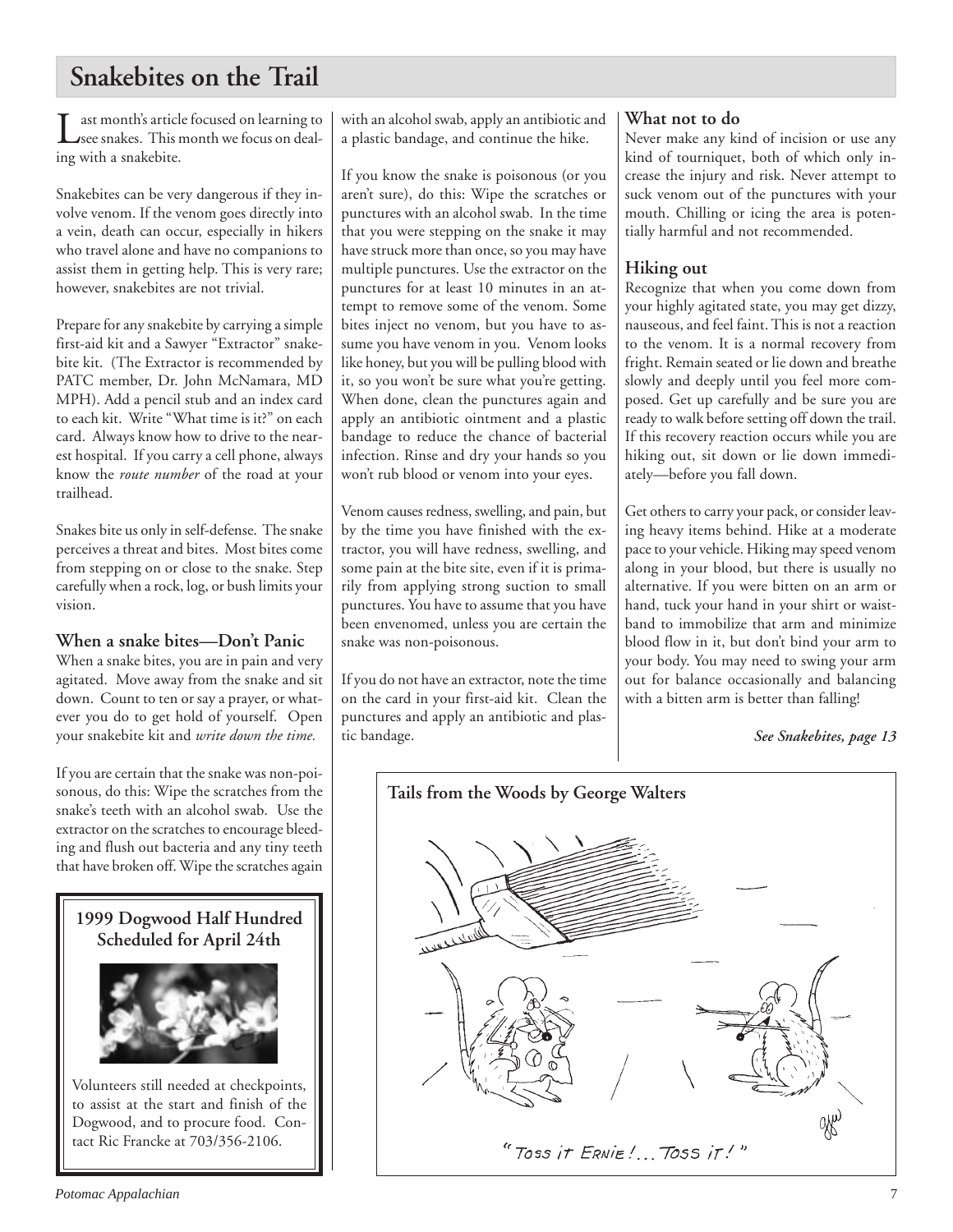## Snakebites on the Trail

Last month's article focused on learning to see snakes. This month we focus on dealing with a snakebite.

Snakebites can be very dangerous if they involve venom. If the venom goes directly into a vein, death can occur, especially in hikers who travel alone and have no companions to assist them in getting help. This is very rare; however, snakebites are not trivial.

Prepare for any snakebite by carrying a simple first-aid kit and a Sawyer "Extractor" snakebite kit. (The Extractor is recommended by PATC member, Dr. John McNamara, MD MPH). Add a pencil stub and an index card to each kit. Write "What time is it?" on each card. Always know how to drive to the nearest hospital. If you carry a cell phone, always know the *route number* of the road at your trailhead.

Snakes bite us only in self-defense. The snake perceives a threat and bites. Most bites come from stepping on or close to the snake. Step carefully when a rock, log, or bush limits your vision.

### When a snake bites—Don't Panic

When a snake bites, you are in pain and very agitated. Move away from the snake and sit down. Count to ten or say a prayer, or whatever you do to get hold of yourself. Open your snakebite kit and *write down the time.*

If you are certain that the snake was non-poisonous, do this: Wipe the scratches from the snake's teeth with an alcohol swab. Use the extractor on the scratches to encourage bleeding and flush out bacteria and any tiny teeth that have broken off. Wipe the scratches again with an alcohol swab, apply an antibiotic and a plastic bandage, and continue the hike.

If you know the snake is poisonous (or you aren't sure), do this: Wipe the scratches or punctures with an alcohol swab. In the time that you were stepping on the snake it may have struck more than once, so you may have multiple punctures. Use the extractor on the punctures for at least 10 minutes in an attempt to remove some of the venom. Some bites inject no venom, but you have to assume you have venom in you. Venom looks like honey, but you will be pulling blood with it, so you won't be sure what you're getting. When done, clean the punctures again and apply an antibiotic ointment and a plastic bandage to reduce the chance of bacterial infection. Rinse and dry your hands so you won't rub blood or venom into your eyes.

Venom causes redness, swelling, and pain, but by the time you have finished with the extractor, you will have redness, swelling, and some pain at the bite site, even if it is primarily from applying strong suction to small punctures. You have to assume that you have been envenomed, unless you are certain the snake was non-poisonous.

If you do not have an extractor, note the time on the card in your first-aid kit. Clean the punctures and apply an antibiotic and plastic bandage.

### What not to do

Never make any kind of incision or use any kind of tourniquet, both of which only increase the injury and risk. Never attempt to suck venom out of the punctures with your mouth. Chilling or icing the area is potentially harmful and not recommended.

### Hiking out

Recognize that when you come down from your highly agitated state, you may get dizzy, nauseous, and feel faint. This is not a reaction to the venom. It is a normal recovery from fright. Remain seated or lie down and breathe slowly and deeply until you feel more composed. Get up carefully and be sure you are ready to walk before setting off down the trail. If this recovery reaction occurs while you are hiking out, sit down or lie down immediately—before you fall down.

Get others to carry your pack, or consider leaving heavy items behind. Hike at a moderate pace to your vehicle. Hiking may speed venom along in your blood, but there is usually no alternative. If you were bitten on an arm or hand, tuck your hand in your shirt or waistband to immobilize that arm and minimize blood flow in it, but don't bind your arm to your body. You may need to swing your arm out for balance occasionally and balancing with a bitten arm is better than falling!

***See Snakebites, page 13***

---

**1999 Dogwood Half Hundred Scheduled for April 24th**

Volunteers still needed at checkpoints, to assist at the start and finish of the Dogwood, and to procure food. Contact Ric Francke at 703/356-2106.

---

**Tails from the Woods by George Walters**

"Toss it Ernie!... Toss it!"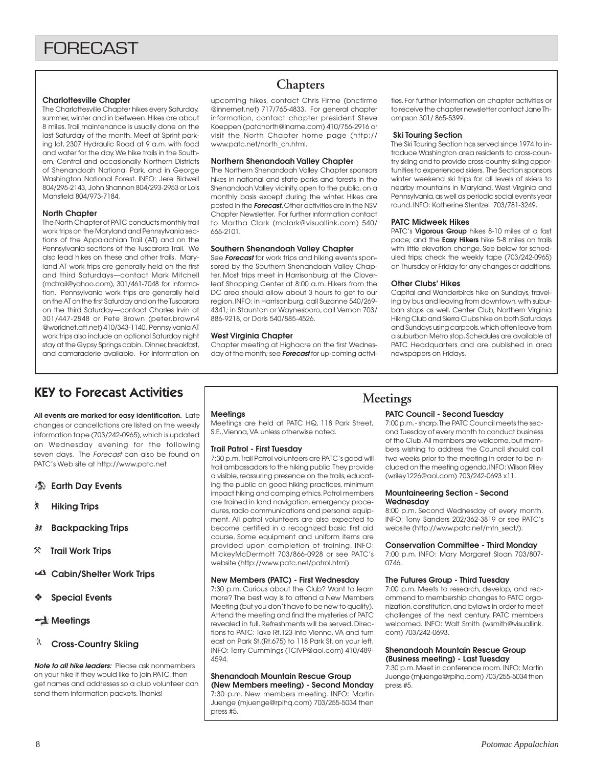# FORECAST

## Chapters

### Charlottesville Chapter

The Charlottesville Chapter hikes every Saturday, summer, winter and in between. Hikes are about 8 miles. Trail maintenance is usually done on the last Saturday of the month. Meet at Sprint parking lot, 2307 Hydraulic Road at 9 a.m. with food and water for the day. We hike trails in the Southern, Central and occasionally Northern Districts of Shenandoah National Park, and in George Washington National Forest. INFO: Jere Bidwell 804/295-2143, John Shannon 804/293-2953 or Lois Mansfield 804/973-7184.

### North Chapter

The North Chapter of PATC conducts monthly trail work trips on the Maryland and Pennsylvania sections of the Appalachian Trail (AT) and on the Pennsylvania sections of the Tuscarora Trail. We also lead hikes on these and other trails. Maryland AT work trips are generally held on the first and third Saturdays—contact Mark Mitchell (mdtrail@yahoo.com), 301/461-7048 for information. Pennsylvania work trips are generally held on the AT on the first Saturday and on the Tuscarora on the third Saturday—contact Charles Irvin at 301/447-2848 or Pete Brown (peter.brown4 @worldnet.att.net) 410/343-1140. Pennsylvania AT work trips also include an optional Saturday night stay at the Gypsy Springs cabin. Dinner, breakfast, and camaraderie available. For information on upcoming hikes, contact Chris Firme (bncfirme @innernet.net) 717/765-4833. For general chapter information, contact chapter president Steve Koeppen (patcnorth@iname.com) 410/756-2916 or visit the North Chapter home page (http:// www.patc.net/north_ch.html.

### Northern Shenandoah Valley Chapter

The Northern Shenandoah Valley Chapter sponsors hikes in national and state parks and forests in the Shenandoah Valley vicinity, open to the public, on a monthly basis except during the winter. Hikes are posted in the ***Forecast.*** Other activities are in the NSV Chapter Newsletter. For further information contact to Martha Clark (mclark@visuallink.com) 540/ 665-2101.

### Southern Shenandoah Valley Chapter

See ***Forecast*** for work trips and hiking events sponsored by the Southern Shenandoah Valley Chapter. Most trips meet in Harrisonburg at the Cloverleaf Shopping Center at 8:00 a.m. Hikers from the DC area should allow about 3 hours to get to our region. INFO: in Harrisonburg, call Suzanne 540/269-4341; in Staunton or Waynesboro, call Vernon 703/ 886-9218, or Doris 540/885-4526.

### West Virginia Chapter

Chapter meeting at Highacre on the first Wednesday of the month; see ***Forecast*** for up-coming activities. For further information on chapter activities or to receive the chapter newsletter contact Jane Thompson 301/ 865-5399.

### Ski Touring Section

The Ski Touring Section has served since 1974 to introduce Washington area residents to cross-country skiing and to provide cross-country skiing opportunities to experienced skiers. The Section sponsors winter weekend ski trips for all levels of skiers to nearby mountains in Maryland, West Virginia and Pennsylvania, as well as periodic social events year round. INFO: Katherine Stentzel 703/781-3249.

### PATC Midweek Hikes

PATC's **Vigorous Group** hikes 8-10 miles at a fast pace; and the **Easy Hikers** hike 5-8 miles on trails with little elevation change. See below for scheduled trips; check the weekly tape (703/242-0965) on Thursday or Friday for any changes or additions.

### Other Clubs' Hikes

Capital and Wanderbirds hike on Sundays, traveling by bus and leaving from downtown, with suburban stops as well. Center Club, Northern Virginia Hiking Club and Sierra Clubs hike on both Saturdays and Sundays using carpools, which often leave from a suburban Metro stop. Schedules are available at PATC Headquarters and are published in area newspapers on Fridays.

## KEY to Forecast Activities

**All events are marked for easy identification.** Late changes or cancellations are listed on the weekly information tape (703/242-0965), which is updated on Wednesday evening for the following seven days. The *Forecast* can also be found on PATC's Web site at http://www.patc.net

- **Earth Day Events**
- **Hiking Trips**
- **Backpacking Trips**
- **Trail Work Trips**
- **Cabin/Shelter Work Trips**
- **Special Events**
- **Meetings**
- **Cross-Country Skiing**

***Note to all hike leaders:*** Please ask nonmembers on your hike if they would like to join PATC, then get names and addresses so a club volunteer can send them information packets. Thanks!

## Meetings

### Meetings

Meetings are held at PATC HQ, 118 Park Street, S.E.,Vienna, VA unless otherwise noted.

### Trail Patrol - First Tuesday

7:30 p.m. Trail Patrol volunteers are PATC's good will trail ambassadors to the hiking public. They provide a visible, reassuring presence on the trails, educating the public on good hiking practices, minimum impact hiking and camping ethics. Patrol members are trained in land navigation, emergency procedures, radio communications and personal equipment. All patrol volunteers are also expected to become certified in a recognized basic first aid course. Some equipment and uniform items are provided upon completion of training. INFO: MickeyMcDermott 703/866-0928 or see PATC's website (http://www.patc.net/patrol.html).

### New Members (PATC) - First Wednesday

7:30 p.m. Curious about the Club? Want to learn more? The best way is to attend a New Members Meeting (but you don't have to be new to qualify). Attend the meeting and find the mysteries of PATC revealed in full. Refreshments will be served. Directions to PATC: Take Rt.123 into Vienna, VA and turn east on Park St.(Rt.675) to 118 Park St. on your left. INFO: Terry Cummings (TCIVP@aol.com) 410/489-4594.

### Shenandoah Mountain Rescue Group (New Members meeting) - Second Monday

7:30 p.m. New members meeting. INFO: Martin Juenge (mjuenge@rpihq.com) 703/255-5034 then press #5.

### PATC Council - Second Tuesday

7:00 p.m. - sharp. The PATC Council meets the second Tuesday of every month to conduct business of the Club. All members are welcome, but members wishing to address the Council should call two weeks prior to the meeting in order to be included on the meeting agenda. INFO: Wilson Riley (wriley1226@aol.com) 703/242-0693 x11.

### Mountaineering Section - Second Wednesday

8:00 p.m. Second Wednesday of every month. INFO: Tony Sanders 202/362-3819 or see PATC's website (http://www.patc.net/mtn_sect/).

### Conservation Committee - Third Monday

7:00 p.m. INFO: Mary Margaret Sloan 703/807-0746.

### The Futures Group - Third Tuesday

7:00 p.m. Meets to research, develop, and recommend to membership changes to PATC organization, constitution, and bylaws in order to meet challenges of the next century. PATC members welcomed. INFO: Walt Smith (wsmith@visuallink. com) 703/242-0693.

### Shenandoah Mountain Rescue Group (Business meeting) - Last Tuesday

7:30 p.m. Meet in conference room. INFO: Martin Juenge (mjuenge@rpihq.com) 703/255-5034 then press #5.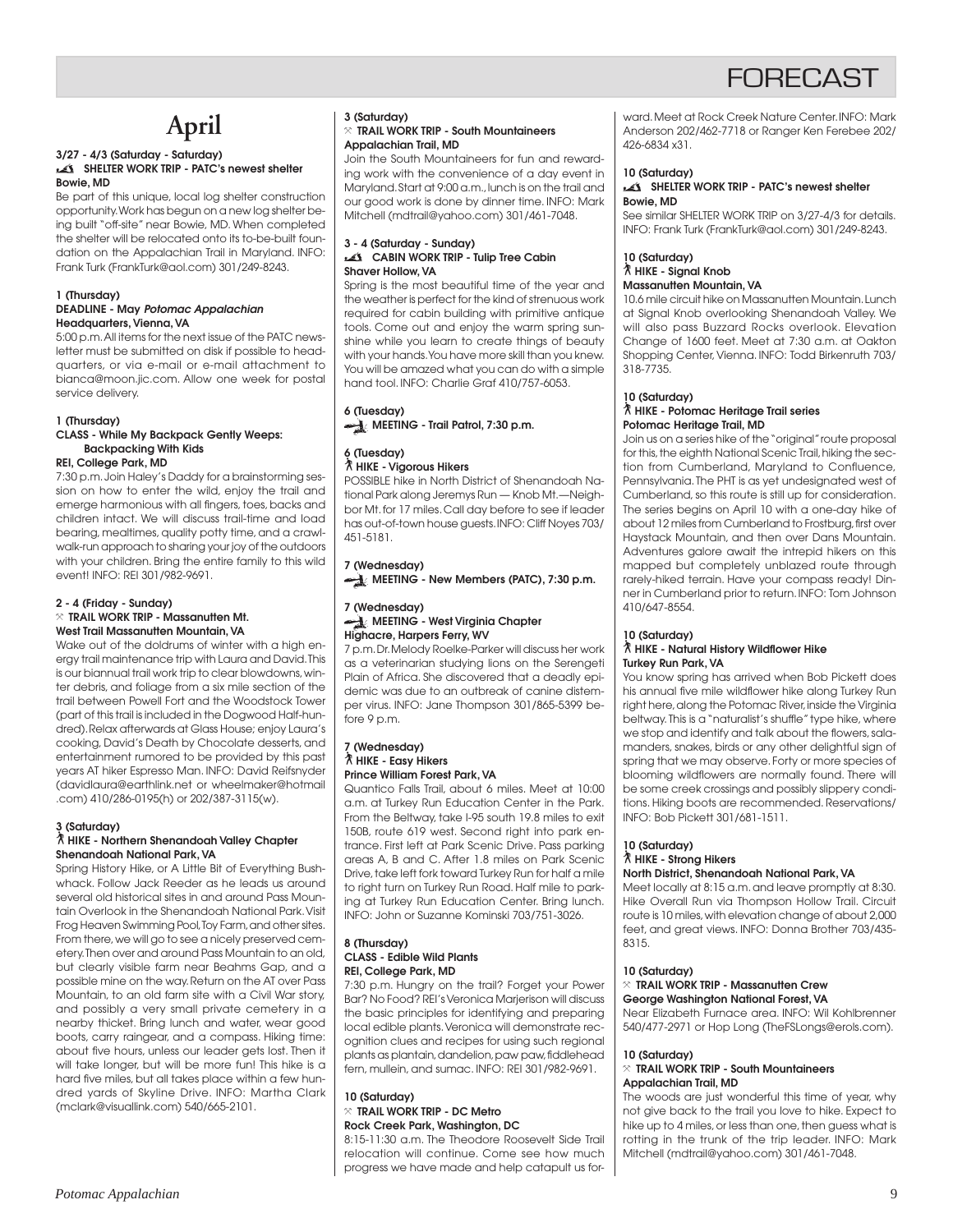# FORECAST

## April

**3/27 - 4/3 (Saturday - Saturday)**
**SHELTER WORK TRIP - PATC's newest shelter**
**Bowie, MD**

Be part of this unique, local log shelter construction opportunity. Work has begun on a new log shelter being built "off-site" near Bowie, MD. When completed the shelter will be relocated onto its to-be-built foundation on the Appalachian Trail in Maryland. INFO: Frank Turk (FrankTurk@aol.com) 301/249-8243.

**1 (Thursday)**
**DEADLINE - May *Potomac Appalachian***
**Headquarters, Vienna, VA**

5:00 p.m. All items for the next issue of the PATC newsletter must be submitted on disk if possible to headquarters, or via e-mail or e-mail attachment to bianca@moon.jic.com. Allow one week for postal service delivery.

**1 (Thursday)**
**CLASS - While My Backpack Gently Weeps: Backpacking With Kids**
**REI, College Park, MD**

7:30 p.m. Join Haley's Daddy for a brainstorming session on how to enter the wild, enjoy the trail and emerge harmonious with all fingers, toes, backs and children intact. We will discuss trail-time and load bearing, mealtimes, quality potty time, and a crawl-walk-run approach to sharing your joy of the outdoors with your children. Bring the entire family to this wild event! INFO: REI 301/982-9691.

**2 - 4 (Friday - Sunday)**
**TRAIL WORK TRIP - Massanutten Mt.**
**West Trail Massanutten Mountain, VA**

Wake out of the doldrums of winter with a high energy trail maintenance trip with Laura and David. This is our biannual trail work trip to clear blowdowns, winter debris, and foliage from a six mile section of the trail between Powell Fort and the Woodstock Tower (part of this trail is included in the Dogwood Half-hundred). Relax afterwards at Glass House; enjoy Laura's cooking, David's Death by Chocolate desserts, and entertainment rumored to be provided by this past years AT hiker Espresso Man. INFO: David Reifsnyder (davidlaura@earthlink.net or wheelmaker@hotmail.com) 410/286-0195(h) or 202/387-3115(w).

**3 (Saturday)**
**HIKE - Northern Shenandoah Valley Chapter**
**Shenandoah National Park, VA**

Spring History Hike, or A Little Bit of Everything Bushwhack. Follow Jack Reeder as he leads us around several old historical sites in and around Pass Mountain Overlook in the Shenandoah National Park. Visit Frog Heaven Swimming Pool, Toy Farm, and other sites. From there, we will go to see a nicely preserved cemetery. Then over and around Pass Mountain to an old, but clearly visible farm near Beahms Gap, and a possible mine on the way. Return on the AT over Pass Mountain, to an old farm site with a Civil War story, and possibly a very small private cemetery in a nearby thicket. Bring lunch and water, wear good boots, carry raingear, and a compass. Hiking time: about five hours, unless our leader gets lost. Then it will take longer, but will be more fun! This hike is a hard five miles, but all takes place within a few hundred yards of Skyline Drive. INFO: Martha Clark (mclark@visuallink.com) 540/665-2101.

**3 (Saturday)**
**TRAIL WORK TRIP - South Mountaineers**
**Appalachian Trail, MD**

Join the South Mountaineers for fun and rewarding work with the convenience of a day event in Maryland. Start at 9:00 a.m., lunch is on the trail and our good work is done by dinner time. INFO: Mark Mitchell (mdtrail@yahoo.com) 301/461-7048.

**3 - 4 (Saturday - Sunday)**
**CABIN WORK TRIP - Tulip Tree Cabin**
**Shaver Hollow, VA**

Spring is the most beautiful time of the year and the weather is perfect for the kind of strenuous work required for cabin building with primitive antique tools. Come out and enjoy the warm spring sunshine while you learn to create things of beauty with your hands. You have more skill than you knew. You will be amazed what you can do with a simple hand tool. INFO: Charlie Graf 410/757-6053.

**6 (Tuesday)**
**MEETING - Trail Patrol, 7:30 p.m.**

**6 (Tuesday)**
**HIKE - Vigorous Hikers**

POSSIBLE hike in North District of Shenandoah National Park along Jeremys Run — Knob Mt.—Neighbor Mt. for 17 miles. Call day before to see if leader has out-of-town house guests. INFO: Cliff Noyes 703/451-5181.

**7 (Wednesday)**
**MEETING - New Members (PATC), 7:30 p.m.**

**7 (Wednesday)**
**MEETING - West Virginia Chapter**
**Highacre, Harpers Ferry, WV**

7 p.m. Dr. Melody Roelke-Parker will discuss her work as a veterinarian studying lions on the Serengeti Plain of Africa. She discovered that a deadly epidemic was due to an outbreak of canine distemper virus. INFO: Jane Thompson 301/865-5399 before 9 p.m.

**7 (Wednesday)**
**HIKE - Easy Hikers**
**Prince William Forest Park, VA**

Quantico Falls Trail, about 6 miles. Meet at 10:00 a.m. at Turkey Run Education Center in the Park. From the Beltway, take I-95 south 19.8 miles to exit 150B, route 619 west. Second right into park entrance. First left at Park Scenic Drive. Pass parking areas A, B and C. After 1.8 miles on Park Scenic Drive, take left fork toward Turkey Run for half a mile to right turn on Turkey Run Road. Half mile to parking at Turkey Run Education Center. Bring lunch. INFO: John or Suzanne Kominski 703/751-3026.

**8 (Thursday)**
**CLASS - Edible Wild Plants**
**REI, College Park, MD**

7:30 p.m. Hungry on the trail? Forget your Power Bar? No Food? REI's Veronica Marjerison will discuss the basic principles for identifying and preparing local edible plants. Veronica will demonstrate recognition clues and recipes for using such regional plants as plantain, dandelion, paw paw, fiddlehead fern, mullein, and sumac. INFO: REI 301/982-9691.

**10 (Saturday)**
**TRAIL WORK TRIP - DC Metro**
**Rock Creek Park, Washington, DC**

8:15-11:30 a.m. The Theodore Roosevelt Side Trail relocation will continue. Come see how much progress we have made and help catapult us forward. Meet at Rock Creek Nature Center. INFO: Mark Anderson 202/462-7718 or Ranger Ken Ferebee 202/426-6834 x31.

**10 (Saturday)**
**SHELTER WORK TRIP - PATC's newest shelter**
**Bowie, MD**

See similar SHELTER WORK TRIP on 3/27-4/3 for details. INFO: Frank Turk (FrankTurk@aol.com) 301/249-8243.

**10 (Saturday)**
**HIKE - Signal Knob**
**Massanutten Mountain, VA**

10.6 mile circuit hike on Massanutten Mountain. Lunch at Signal Knob overlooking Shenandoah Valley. We will also pass Buzzard Rocks overlook. Elevation Change of 1600 feet. Meet at 7:30 a.m. at Oakton Shopping Center, Vienna. INFO: Todd Birkenruth 703/318-7735.

**10 (Saturday)**
**HIKE - Potomac Heritage Trail series**
**Potomac Heritage Trail, MD**

Join us on a series hike of the "original" route proposal for this, the eighth National Scenic Trail, hiking the section from Cumberland, Maryland to Confluence, Pennsylvania. The PHT is as yet undesignated west of Cumberland, so this route is still up for consideration. The series begins on April 10 with a one-day hike of about 12 miles from Cumberland to Frostburg, first over Haystack Mountain, and then over Dans Mountain. Adventures galore await the intrepid hikers on this mapped but completely unblazed route through rarely-hiked terrain. Have your compass ready! Dinner in Cumberland prior to return. INFO: Tom Johnson 410/647-8554.

**10 (Saturday)**
**HIKE - Natural History Wildflower Hike**
**Turkey Run Park, VA**

You know spring has arrived when Bob Pickett does his annual five mile wildflower hike along Turkey Run right here, along the Potomac River, inside the Virginia beltway. This is a "naturalist's shuffle" type hike, where we stop and identify and talk about the flowers, salamanders, snakes, birds or any other delightful sign of spring that we may observe. Forty or more species of blooming wildflowers are normally found. There will be some creek crossings and possibly slippery conditions. Hiking boots are recommended. Reservations/INFO: Bob Pickett 301/681-1511.

**10 (Saturday)**
**HIKE - Strong Hikers**
**North District, Shenandoah National Park, VA**

Meet locally at 8:15 a.m. and leave promptly at 8:30. Hike Overall Run via Thompson Hollow Trail. Circuit route is 10 miles, with elevation change of about 2,000 feet, and great views. INFO: Donna Brother 703/435-8315.

**10 (Saturday)**
**TRAIL WORK TRIP - Massanutten Crew**
**George Washington National Forest, VA**

Near Elizabeth Furnace area. INFO: Wil Kohlbrenner 540/477-2971 or Hop Long (TheFSLongs@erols.com).

**10 (Saturday)**
**TRAIL WORK TRIP - South Mountaineers**
**Appalachian Trail, MD**

The woods are just wonderful this time of year, why not give back to the trail you love to hike. Expect to hike up to 4 miles, or less than one, then guess what is rotting in the trunk of the trip leader. INFO: Mark Mitchell (mdtrail@yahoo.com) 301/461-7048.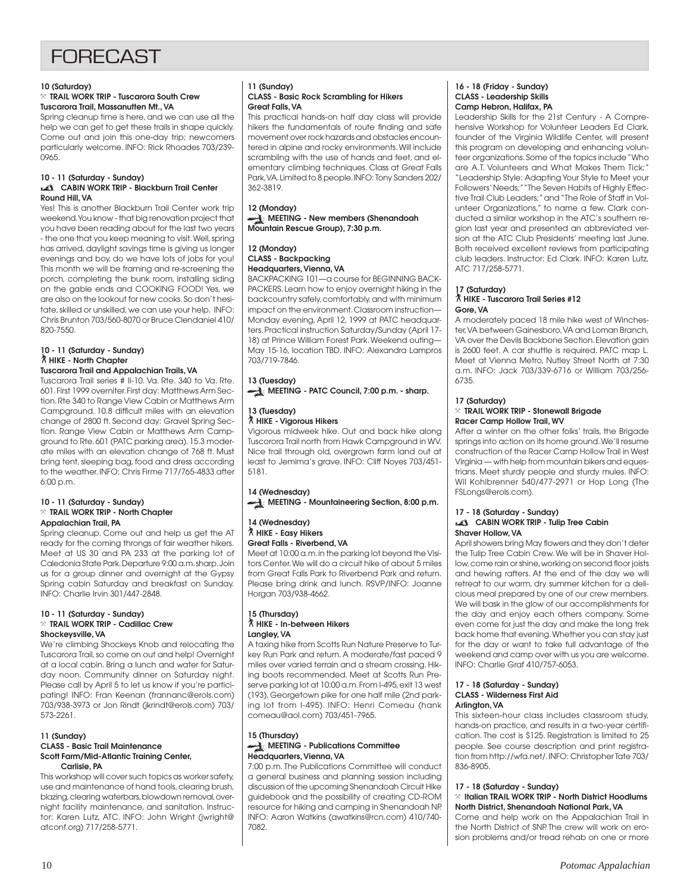# FORECAST

**10 (Saturday)**
**TRAIL WORK TRIP - Tuscarora South Crew**
**Tuscarora Trail, Massanutten Mt., VA**

Spring cleanup time is here, and we can use all the help we can get to get these trails in shape quickly. Come out and join this one-day trip; newcomers particularly welcome. INFO: Rick Rhoades 703/239-0965.

**10 - 11 (Saturday - Sunday)**
**CABIN WORK TRIP - Blackburn Trail Center**
**Round Hill, VA**

Yes! This is another Blackburn Trail Center work trip weekend. You know - that big renovation project that you have been reading about for the last two years - the one that you keep meaning to visit. Well, spring has arrived, daylight savings time is giving us longer evenings and boy, do we have lots of jobs for you! This month we will be framing and re-screening the porch, completing the bunk room, installing siding on the gable ends and COOKING FOOD! Yes, we are also on the lookout for new cooks. So don't hesitate, skilled or unskilled, we can use your help. INFO: Chris Brunton 703/560-8070 or Bruce Clendaniel 410/820-7550.

**10 - 11 (Saturday - Sunday)**
**HIKE - North Chapter**
**Tuscarora Trail and Appalachian Trails, VA**

Tuscarora Trail series # II-10. Va. Rte. 340 to Va. Rte. 601. First 1999 overniter. First day: Matthews Arm Section. Rte 340 to Range View Cabin or Matthews Arm Campground. 10.8 difficult miles with an elevation change of 2800 ft. Second day: Gravel Spring Section. Range View Cabin or Matthews Arm Campground to Rte. 601 (PATC parking area). 15.3 moderate miles with an elevation change of 768 ft. Must bring tent, sleeping bag, food and dress according to the weather. INFO: Chris Firme 717/765-4833 after 6:00 p.m.

**10 - 11 (Saturday - Sunday)**
**TRAIL WORK TRIP - North Chapter**
**Appalachian Trail, PA**

Spring cleanup. Come out and help us get the AT ready for the coming throngs of fair weather hikers. Meet at US 30 and PA 233 at the parking lot of Caledonia State Park. Departure 9:00 a.m. sharp. Join us for a group dinner and overnight at the Gypsy Spring cabin Saturday and breakfast on Sunday. INFO: Charlie Irvin 301/447-2848.

**10 - 11 (Saturday - Sunday)**
**TRAIL WORK TRIP - Cadillac Crew**
**Shockeysville, VA**

We're climbing Shockeys Knob and relocating the Tuscarora Trail, so come on out and help! Overnight at a local cabin. Bring a lunch and water for Saturday noon. Community dinner on Saturday night. Please call by April 5 to let us know if you're participating! INFO: Fran Keenan (frannanc@erols.com) 703/938-3973 or Jon Rindt (jkrindt@erols.com) 703/573-2261.

**11 (Sunday)**
**CLASS - Basic Trail Maintenance**
**Scott Farm/Mid-Atlantic Training Center, Carlisle, PA**

This workshop will cover such topics as worker safety, use and maintenance of hand tools, clearing brush, blazing, clearing waterbars, blowdown removal, overnight facility maintenance, and sanitation. Instructor: Karen Lutz, ATC. INFO: John Wright (jwright@atconf.org) 717/258-5771.

**11 (Sunday)**
**CLASS - Basic Rock Scrambling for Hikers**
**Great Falls, VA**

This practical hands-on half day class will provide hikers the fundamentals of route finding and safe movement over rock hazards and obstacles encountered in alpine and rocky environments. Will include scrambling with the use of hands and feet, and elementary climbing techniques. Class at Great Falls Park, VA. Limited to 8 people. INFO: Tony Sanders 202/362-3819.

**12 (Monday)**
**MEETING - New members (Shenandoah Mountain Rescue Group), 7:30 p.m.**

**12 (Monday)**
**CLASS - Backpacking**
**Headquarters, Vienna, VA**

BACKPACKING 101—a course for BEGINNING BACKPACKERS. Learn how to enjoy overnight hiking in the backcountry safely, comfortably, and with minimum impact on the environment. Classroom instruction—Monday evening, April 12, 1999 at PATC headquarters. Practical instruction Saturday/Sunday (April 17-18) at Prince William Forest Park. Weekend outing—May 15-16, location TBD. INFO: Alexandra Lampros 703/719-7846.

**13 (Tuesday)**
**MEETING - PATC Council, 7:00 p.m. - sharp.**

**13 (Tuesday)**
**HIKE - Vigorous Hikers**

Vigorous midweek hike. Out and back hike along Tuscorora Trail north from Hawk Campground in WV. Nice trail through old, overgrown farm land out at least to Jemima's grave. INFO: Cliff Noyes 703/451-5181.

**14 (Wednesday)**
**MEETING - Mountaineering Section, 8:00 p.m.**

**14 (Wednesday)**
**HIKE - Easy Hikers**
**Great Falls - Riverbend, VA**

Meet at 10:00 a.m. in the parking lot beyond the Visitors Center. We will do a circuit hike of about 5 miles from Great Falls Park to Riverbend Park and return. Please bring drink and lunch. RSVP/INFO: Joanne Horgan 703/938-4662.

**15 (Thursday)**
**HIKE - In-between Hikers**
**Langley, VA**

A taxing hike from Scotts Run Nature Preserve to Turkey Run Park and return. A moderate/fast paced 9 miles over varied terrain and a stream crossing. Hiking boots recommended. Meet at Scotts Run Preserve parking lot at 10:00 a.m. From I-495, exit 13 west (193), Georgetown pike for one half mile (2nd parking lot from I-495). INFO: Henri Comeau (hank comeau@aol.com) 703/451-7965.

**15 (Thursday)**
**MEETING - Publications Committee**
**Headquarters, Vienna, VA**

7:00 p.m. The Publications Committee will conduct a general business and planning session including discussion of the upcoming Shenandoah Circuit Hike guidebook and the possibility of creating CD-ROM resource for hiking and camping in Shenandoah NP. INFO: Aaron Watkins (awatkins@rcn.com) 410/740-7082.

**16 - 18 (Friday - Sunday)**
**CLASS - Leadership Skills**
**Camp Hebron, Halifax, PA**

Leadership Skills for the 21st Century - A Comprehensive Workshop for Volunteer Leaders Ed Clark, founder of the Virginia Wildlife Center, will present this program on developing and enhancing volunteer organizations. Some of the topics include "Who are A.T. Volunteers and What Makes Them Tick;" "Leadership Style: Adapting Your Style to Meet your Followers' Needs;" "The Seven Habits of Highly Effective Trail Club Leaders;" and "The Role of Staff in Volunteer Organizations," to name a few. Clark conducted a similar workshop in the ATC's southern region last year and presented an abbreviated version at the ATC Club Presidents' meeting last June. Both received excellent reviews from participating club leaders. Instructor: Ed Clark. INFO: Karen Lutz, ATC 717/258-5771.

**17 (Saturday)**
**HIKE - Tuscarora Trail Series #12**
**Gore, VA**

A moderately paced 18 mile hike west of Winchester, VA between Gainesboro, VA and Loman Branch, VA over the Devils Backbone Section. Elevation gain is 2600 feet. A car shuttle is required. PATC map L. Meet at Vienna Metro, Nutley Street North at 7:30 a.m. INFO: Jack 703/339-6716 or William 703/256-6735.

**17 (Saturday)**
**TRAIL WORK TRIP - Stonewall Brigade**
**Racer Camp Hollow Trail, WV**

After a winter on the other folks' trails, the Brigade springs into action on its home ground. We'll resume construction of the Racer Camp Hollow Trail in West Virginia — with help from mountain bikers and equestrians. Meet sturdy people and sturdy mules. INFO: Wil Kohlbrenner 540/477-2971 or Hop Long (The FSLongs@erols.com).

**17 - 18 (Saturday - Sunday)**
**CABIN WORK TRIP - Tulip Tree Cabin**
**Shaver Hollow, VA**

April showers bring May flowers and they don't deter the Tulip Tree Cabin Crew. We will be in Shaver Hollow, come rain or shine, working on second floor joists and hewing rafters. At the end of the day we will retreat to our warm, dry summer kitchen for a delicious meal prepared by one of our crew members. We will bask in the glow of our accomplishments for the day and enjoy each others company. Some even come for just the day and make the long trek back home that evening. Whether you can stay just for the day or want to take full advantage of the weekend and camp over with us you are welcome. INFO: Charlie Graf 410/757-6053.

**17 - 18 (Saturday - Sunday)**
**CLASS - Wilderness First Aid**
**Arlington, VA**

This sixteen-hour class includes classroom study, hands-on practice, and results in a two-year certification. The cost is $125. Registration is limited to 25 people. See course description and print registration from http://wfa.net/. INFO: Christopher Tate 703/836-8905.

**17 - 18 (Saturday - Sunday)**
**Italian TRAIL WORK TRIP - North District Hoodlums**
**North District, Shenandoah National Park, VA**

Come and help work on the Appalachian Trail in the North District of SNP. The crew will work on erosion problems and/or tread rehab on one or more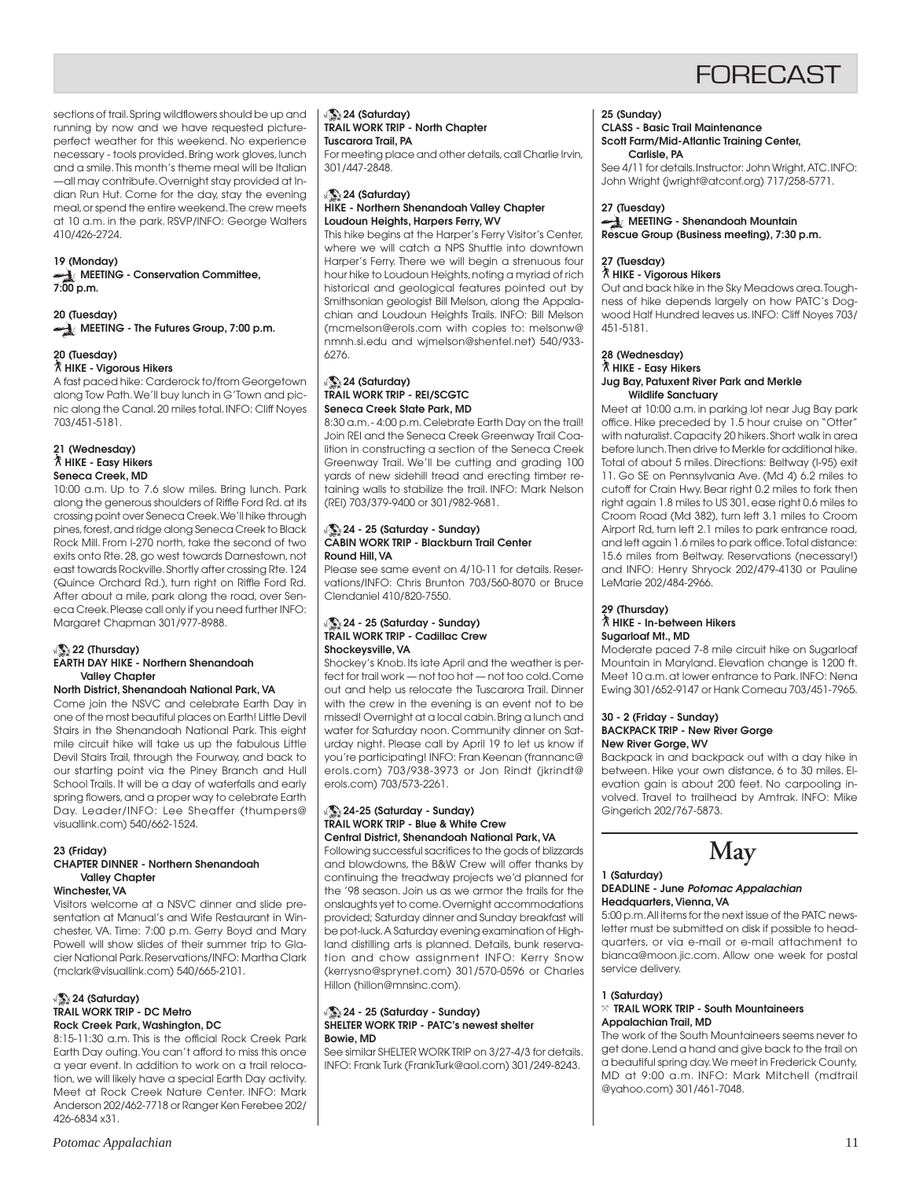# FORECAST

sections of trail. Spring wildflowers should be up and running by now and we have requested picture-perfect weather for this weekend. No experience necessary - tools provided. Bring work gloves, lunch and a smile. This month's theme meal will be Italian —all may contribute. Overnight stay provided at Indian Run Hut. Come for the day, stay the evening meal, or spend the entire weekend. The crew meets at 10 a.m. in the park. RSVP/INFO: George Walters 410/426-2724.

**19 (Monday)**
**MEETING - Conservation Committee, 7:00 p.m.**

**20 (Tuesday)**
**MEETING - The Futures Group, 7:00 p.m.**

**20 (Tuesday)**
**HIKE - Vigorous Hikers**

A fast paced hike: Carderock to/from Georgetown along Tow Path. We'll buy lunch in G'Town and picnic along the Canal. 20 miles total. INFO: Cliff Noyes 703/451-5181.

**21 (Wednesday)**
**HIKE - Easy Hikers**
**Seneca Creek, MD**

10:00 a.m. Up to 7.6 slow miles. Bring lunch. Park along the generous shoulders of Riffle Ford Rd. at its crossing point over Seneca Creek. We'll hike through pines, forest, and ridge along Seneca Creek to Black Rock Mill. From I-270 north, take the second of two exits onto Rte. 28, go west towards Darnestown, not east towards Rockville. Shortly after crossing Rte. 124 (Quince Orchard Rd.), turn right on Riffle Ford Rd. After about a mile, park along the road, over Seneca Creek. Please call only if you need further INFO: Margaret Chapman 301/977-8988.

**22 (Thursday)**
**EARTH DAY HIKE - Northern Shenandoah Valley Chapter**
**North District, Shenandoah National Park, VA**

Come join the NSVC and celebrate Earth Day in one of the most beautiful places on Earth! Little Devil Stairs in the Shenandoah National Park. This eight mile circuit hike will take us up the fabulous Little Devil Stairs Trail, through the Fourway, and back to our starting point via the Piney Branch and Hull School Trails. It will be a day of waterfalls and early spring flowers, and a proper way to celebrate Earth Day. Leader/INFO: Lee Sheaffer (thumpers@visuallink.com) 540/662-1524.

**23 (Friday)**
**CHAPTER DINNER - Northern Shenandoah Valley Chapter**
**Winchester, VA**

Visitors welcome at a NSVC dinner and slide presentation at Manual's and Wife Restaurant in Winchester, VA. Time: 7:00 p.m. Gerry Boyd and Mary Powell will show slides of their summer trip to Glacier National Park. Reservations/INFO: Martha Clark (mclark@visuallink.com) 540/665-2101.

**24 (Saturday)**
**TRAIL WORK TRIP - DC Metro**
**Rock Creek Park, Washington, DC**

8:15-11:30 a.m. This is the official Rock Creek Park Earth Day outing. You can't afford to miss this once a year event. In addition to work on a trail relocation, we will likely have a special Earth Day activity. Meet at Rock Creek Nature Center. INFO: Mark Anderson 202/462-7718 or Ranger Ken Ferebee 202/426-6834 x31.

**24 (Saturday)**
**TRAIL WORK TRIP - North Chapter**
**Tuscarora Trail, PA**

For meeting place and other details, call Charlie Irvin, 301/447-2848.

**24 (Saturday)**
**HIKE - Northern Shenandoah Valley Chapter**
**Loudoun Heights, Harpers Ferry, WV**

This hike begins at the Harper's Ferry Visitor's Center, where we will catch a NPS Shuttle into downtown Harper's Ferry. There we will begin a strenuous four hour hike to Loudoun Heights, noting a myriad of rich historical and geological features pointed out by Smithsonian geologist Bill Melson, along the Appalachian and Loudoun Heights Trails. INFO: Bill Melson (mcmelson@erols.com with copies to: melsonw@nmnh.si.edu and wjmelson@shentel.net) 540/933-6276.

**24 (Saturday)**
**TRAIL WORK TRIP - REI/SCGTC**
**Seneca Creek State Park, MD**

8:30 a.m. - 4:00 p.m. Celebrate Earth Day on the trail! Join REI and the Seneca Creek Greenway Trail Coalition in constructing a section of the Seneca Creek Greenway Trail. We'll be cutting and grading 100 yards of new sidehill tread and erecting timber retaining walls to stabilize the trail. INFO: Mark Nelson (REI) 703/379-9400 or 301/982-9681.

**24 - 25 (Saturday - Sunday)**
**CABIN WORK TRIP - Blackburn Trail Center**
**Round Hill, VA**

Please see same event on 4/10-11 for details. Reservations/INFO: Chris Brunton 703/560-8070 or Bruce Clendaniel 410/820-7550.

**24 - 25 (Saturday - Sunday)**
**TRAIL WORK TRIP - Cadillac Crew**
**Shockeysville, VA**

Shockey's Knob. Its late April and the weather is perfect for trail work — not too hot — not too cold. Come out and help us relocate the Tuscarora Trail. Dinner with the crew in the evening is an event not to be missed! Overnight at a local cabin. Bring a lunch and water for Saturday noon. Community dinner on Saturday night. Please call by April 19 to let us know if you're participating! INFO: Fran Keenan (frannanc@erols.com) 703/938-3973 or Jon Rindt (jkrindt@erols.com) 703/573-2261.

**24-25 (Saturday - Sunday)**
**TRAIL WORK TRIP - Blue & White Crew**
**Central District, Shenandoah National Park, VA**

Following successful sacrifices to the gods of blizzards and blowdowns, the B&W Crew will offer thanks by continuing the treadway projects we'd planned for the '98 season. Join us as we armor the trails for the onslaughts yet to come. Overnight accommodations provided; Saturday dinner and Sunday breakfast will be pot-luck. A Saturday evening examination of Highland distilling arts is planned. Details, bunk reservation and chow assignment INFO: Kerry Snow (kerrysno@sprynet.com) 301/570-0596 or Charles Hillon (hillon@mnsinc.com).

**24 - 25 (Saturday - Sunday)**
**SHELTER WORK TRIP - PATC's newest shelter**
**Bowie, MD**

See similar SHELTER WORK TRIP on 3/27-4/3 for details. INFO: Frank Turk (FrankTurk@aol.com) 301/249-8243.

**25 (Sunday)**
**CLASS - Basic Trail Maintenance**
**Scott Farm/Mid-Atlantic Training Center, Carlisle, PA**

See 4/11 for details. Instructor: John Wright, ATC. INFO: John Wright (jwright@atconf.org) 717/258-5771.

**27 (Tuesday)**
**MEETING - Shenandoah Mountain Rescue Group (Business meeting), 7:30 p.m.**

**27 (Tuesday)**
**HIKE - Vigorous Hikers**

Out and back hike in the Sky Meadows area. Toughness of hike depends largely on how PATC's Dogwood Half Hundred leaves us. INFO: Cliff Noyes 703/451-5181.

**28 (Wednesday)**
**HIKE - Easy Hikers**
**Jug Bay, Patuxent River Park and Merkle Wildlife Sanctuary**

Meet at 10:00 a.m. in parking lot near Jug Bay park office. Hike preceded by 1.5 hour cruise on "Otter" with naturalist. Capacity 20 hikers. Short walk in area before lunch. Then drive to Merkle for additional hike. Total of about 5 miles. Directions: Beltway (I-95) exit 11. Go SE on Pennsylvania Ave. (Md 4) 6.2 miles to cutoff for Crain Hwy. Bear right 0.2 miles to fork then right again 1.8 miles to US 301, ease right 0.6 miles to Croom Road (Md 382), turn left 3.1 miles to Croom Airport Rd, turn left 2.1 miles to park entrance road, and left again 1.6 miles to park office. Total distance: 15.6 miles from Beltway. Reservations (necessary!) and INFO: Henry Shryock 202/479-4130 or Pauline LeMarie 202/484-2966.

**29 (Thursday)**
**HIKE - In-between Hikers**
**Sugarloaf Mt., MD**

Moderate paced 7-8 mile circuit hike on Sugarloaf Mountain in Maryland. Elevation change is 1200 ft. Meet 10 a.m. at lower entrance to Park. INFO: Nena Ewing 301/652-9147 or Hank Comeau 703/451-7965.

**30 - 2 (Friday - Sunday)**
**BACKPACK TRIP - New River Gorge**
**New River Gorge, WV**

Backpack in and backpack out with a day hike in between. Hike your own distance, 6 to 30 miles. Elevation gain is about 200 feet. No carpooling involved. Travel to trailhead by Amtrak. INFO: Mike Gingerich 202/767-5873.

## May

**1 (Saturday)**
**DEADLINE - June *Potomac Appalachian***
**Headquarters, Vienna, VA**

5:00 p.m. All items for the next issue of the PATC newsletter must be submitted on disk if possible to headquarters, or via e-mail or e-mail attachment to bianca@moon.jic.com. Allow one week for postal service delivery.

**1 (Saturday)**
**TRAIL WORK TRIP - South Mountaineers**
**Appalachian Trail, MD**

The work of the South Mountaineers seems never to get done. Lend a hand and give back to the trail on a beautiful spring day. We meet in Frederick County, MD at 9:00 a.m. INFO: Mark Mitchell (mdtrail@yahoo.com) 301/461-7048.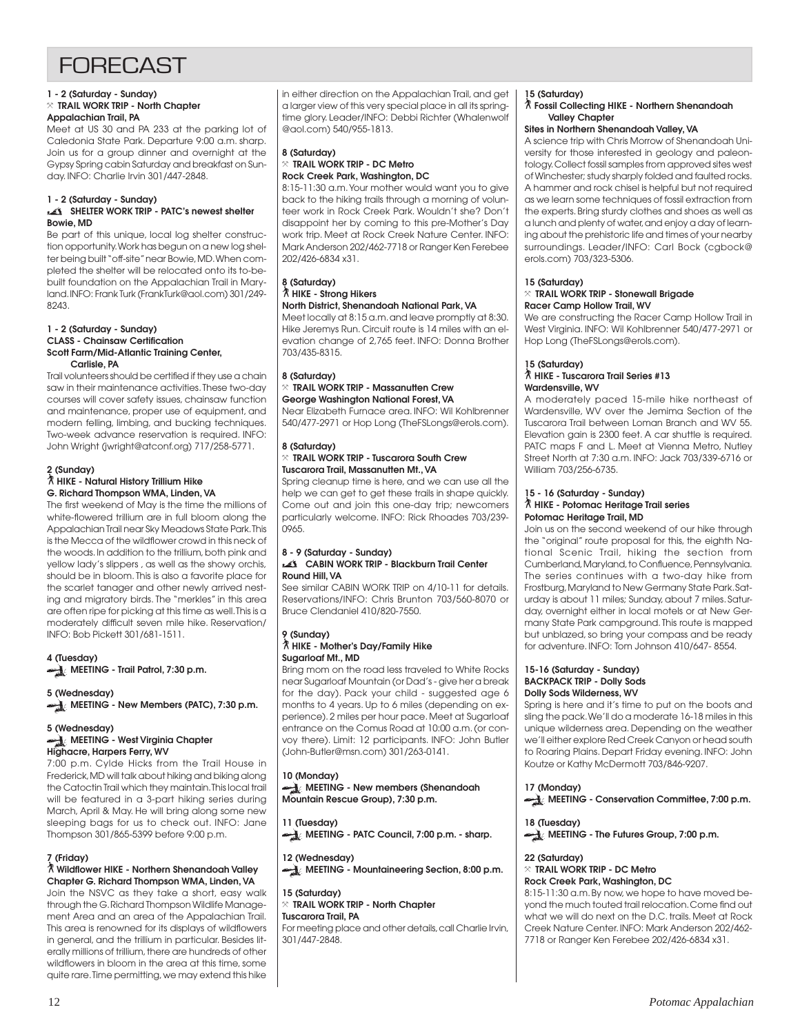# FORECAST

**1 - 2 (Saturday - Sunday)**
**TRAIL WORK TRIP - North Chapter**
**Appalachian Trail, PA**

Meet at US 30 and PA 233 at the parking lot of Caledonia State Park. Departure 9:00 a.m. sharp. Join us for a group dinner and overnight at the Gypsy Spring cabin Saturday and breakfast on Sunday. INFO: Charlie Irvin 301/447-2848.

**1 - 2 (Saturday - Sunday)**
**SHELTER WORK TRIP - PATC's newest shelter**
**Bowie, MD**

Be part of this unique, local log shelter construction opportunity. Work has begun on a new log shelter being built "off-site" near Bowie, MD. When completed the shelter will be relocated onto its to-be-built foundation on the Appalachian Trail in Maryland. INFO: Frank Turk (FrankTurk@aol.com) 301/249-8243.

**1 - 2 (Saturday - Sunday)**
**CLASS - Chainsaw Certification**
**Scott Farm/Mid-Atlantic Training Center, Carlisle, PA**

Trail volunteers should be certified if they use a chain saw in their maintenance activities. These two-day courses will cover safety issues, chainsaw function and maintenance, proper use of equipment, and modern felling, limbing, and bucking techniques. Two-week advance reservation is required. INFO: John Wright (jwright@atconf.org) 717/258-5771.

**2 (Sunday)**
**HIKE - Natural History Trillium Hike**
**G. Richard Thompson WMA, Linden, VA**

The first weekend of May is the time the millions of white-flowered trillium are in full bloom along the Appalachian Trail near Sky Meadows State Park. This is the Mecca of the wildflower crowd in this neck of the woods. In addition to the trillium, both pink and yellow lady's slippers , as well as the showy orchis, should be in bloom. This is also a favorite place for the scarlet tanager and other newly arrived nesting and migratory birds. The "merkles" in this area are often ripe for picking at this time as well. This is a moderately difficult seven mile hike. Reservation/ INFO: Bob Pickett 301/681-1511.

**4 (Tuesday)**
**MEETING - Trail Patrol, 7:30 p.m.**

**5 (Wednesday)**
**MEETING - New Members (PATC), 7:30 p.m.**

**5 (Wednesday)**
**MEETING - West Virginia Chapter**
**Highacre, Harpers Ferry, WV**

7:00 p.m. Cylde Hicks from the Trail House in Frederick, MD will talk about hiking and biking along the Catoctin Trail which they maintain. This local trail will be featured in a 3-part hiking series during March, April & May. He will bring along some new sleeping bags for us to check out. INFO: Jane Thompson 301/865-5399 before 9:00 p.m.

**7 (Friday)**
**Wildflower HIKE - Northern Shenandoah Valley Chapter G. Richard Thompson WMA, Linden, VA**

Join the NSVC as they take a short, easy walk through the G. Richard Thompson Wildlife Management Area and an area of the Appalachian Trail. This area is renowned for its displays of wildflowers in general, and the trillium in particular. Besides literally millions of trillium, there are hundreds of other wildflowers in bloom in the area at this time, some quite rare. Time permitting, we may extend this hike in either direction on the Appalachian Trail, and get a larger view of this very special place in all its springtime glory. Leader/INFO: Debbi Richter (Whalenwolf @aol.com) 540/955-1813.

**8 (Saturday)**
**TRAIL WORK TRIP - DC Metro**
**Rock Creek Park, Washington, DC**

8:15-11:30 a.m. Your mother would want you to give back to the hiking trails through a morning of volunteer work in Rock Creek Park. Wouldn't she? Don't disappoint her by coming to this pre-Mother's Day work trip. Meet at Rock Creek Nature Center. INFO: Mark Anderson 202/462-7718 or Ranger Ken Ferebee 202/426-6834 x31.

**8 (Saturday)**
**HIKE - Strong Hikers**
**North District, Shenandoah National Park, VA**

Meet locally at 8:15 a.m. and leave promptly at 8:30. Hike Jeremys Run. Circuit route is 14 miles with an elevation change of 2,765 feet. INFO: Donna Brother 703/435-8315.

**8 (Saturday)**
**TRAIL WORK TRIP - Massanutten Crew**
**George Washington National Forest, VA**

Near Elizabeth Furnace area. INFO: Wil Kohlbrenner 540/477-2971 or Hop Long (TheFSLongs@erols.com).

**8 (Saturday)**
**TRAIL WORK TRIP - Tuscarora South Crew**
**Tuscarora Trail, Massanutten Mt., VA**

Spring cleanup time is here, and we can use all the help we can get to get these trails in shape quickly. Come out and join this one-day trip; newcomers particularly welcome. INFO: Rick Rhoades 703/239-0965.

**8 - 9 (Saturday - Sunday)**
**CABIN WORK TRIP - Blackburn Trail Center**
**Round Hill, VA**

See similar CABIN WORK TRIP on 4/10-11 for details. Reservations/INFO: Chris Brunton 703/560-8070 or Bruce Clendaniel 410/820-7550.

**9 (Sunday)**
**HIKE - Mother's Day/Family Hike**
**Sugarloaf Mt., MD**

Bring mom on the road less traveled to White Rocks near Sugarloaf Mountain (or Dad's - give her a break for the day). Pack your child - suggested age 6 months to 4 years. Up to 6 miles (depending on experience). 2 miles per hour pace. Meet at Sugarloaf entrance on the Comus Road at 10:00 a.m. (or convoy there). Limit: 12 participants. INFO: John Butler (John-Butler@msn.com) 301/263-0141.

**10 (Monday)**
**MEETING - New members (Shenandoah Mountain Rescue Group), 7:30 p.m.**

**11 (Tuesday)**
**MEETING - PATC Council, 7:00 p.m. - sharp.**

**12 (Wednesday)**
**MEETING - Mountaineering Section, 8:00 p.m.**

**15 (Saturday)**
**TRAIL WORK TRIP - North Chapter**
**Tuscarora Trail, PA**

For meeting place and other details, call Charlie Irvin, 301/447-2848.

**15 (Saturday)**
**Fossil Collecting HIKE - Northern Shenandoah Valley Chapter**
**Sites in Northern Shenandoah Valley, VA**

A science trip with Chris Morrow of Shenandoah University for those interested in geology and paleontology. Collect fossil samples from approved sites west of Winchester; study sharply folded and faulted rocks. A hammer and rock chisel is helpful but not required as we learn some techniques of fossil extraction from the experts. Bring sturdy clothes and shoes as well as a lunch and plenty of water, and enjoy a day of learning about the prehistoric life and times of your nearby surroundings. Leader/INFO: Carl Bock (cgbock@erols.com) 703/323-5306.

**15 (Saturday)**
**TRAIL WORK TRIP - Stonewall Brigade**
**Racer Camp Hollow Trail, WV**

We are constructing the Racer Camp Hollow Trail in West Virginia. INFO: Wil Kohlbrenner 540/477-2971 or Hop Long (TheFSLongs@erols.com).

**15 (Saturday)**
**HIKE - Tuscarora Trail Series #13**
**Wardensville, WV**

A moderately paced 15-mile hike northeast of Wardensville, WV over the Jemima Section of the Tuscarora Trail between Loman Branch and WV 55. Elevation gain is 2300 feet. A car shuttle is required. PATC maps F and L. Meet at Vienna Metro, Nutley Street North at 7:30 a.m. INFO: Jack 703/339-6716 or William 703/256-6735.

**15 - 16 (Saturday - Sunday)**
**HIKE - Potomac Heritage Trail series**
**Potomac Heritage Trail, MD**

Join us on the second weekend of our hike through the "original" route proposal for this, the eighth National Scenic Trail, hiking the section from Cumberland, Maryland, to Confluence, Pennsylvania. The series continues with a two-day hike from Frostburg, Maryland to New Germany State Park. Saturday is about 11 miles; Sunday, about 7 miles. Saturday, overnight either in local motels or at New Germany State Park campground. This route is mapped but unblazed, so bring your compass and be ready for adventure. INFO: Tom Johnson 410/647- 8554.

**15-16 (Saturday - Sunday)**
**BACKPACK TRIP - Dolly Sods**
**Dolly Sods Wilderness, WV**

Spring is here and it's time to put on the boots and sling the pack. We'll do a moderate 16-18 miles in this unique wilderness area. Depending on the weather we'll either explore Red Creek Canyon or head south to Roaring Plains. Depart Friday evening. INFO: John Koutze or Kathy McDermott 703/846-9207.

**17 (Monday)**
**MEETING - Conservation Committee, 7:00 p.m.**

**18 (Tuesday)**
**MEETING - The Futures Group, 7:00 p.m.**

**22 (Saturday)**
**TRAIL WORK TRIP - DC Metro**
**Rock Creek Park, Washington, DC**

8:15-11:30 a.m. By now, we hope to have moved beyond the much touted trail relocation. Come find out what we will do next on the D.C. trails. Meet at Rock Creek Nature Center. INFO: Mark Anderson 202/462-7718 or Ranger Ken Ferebee 202/426-6834 x31.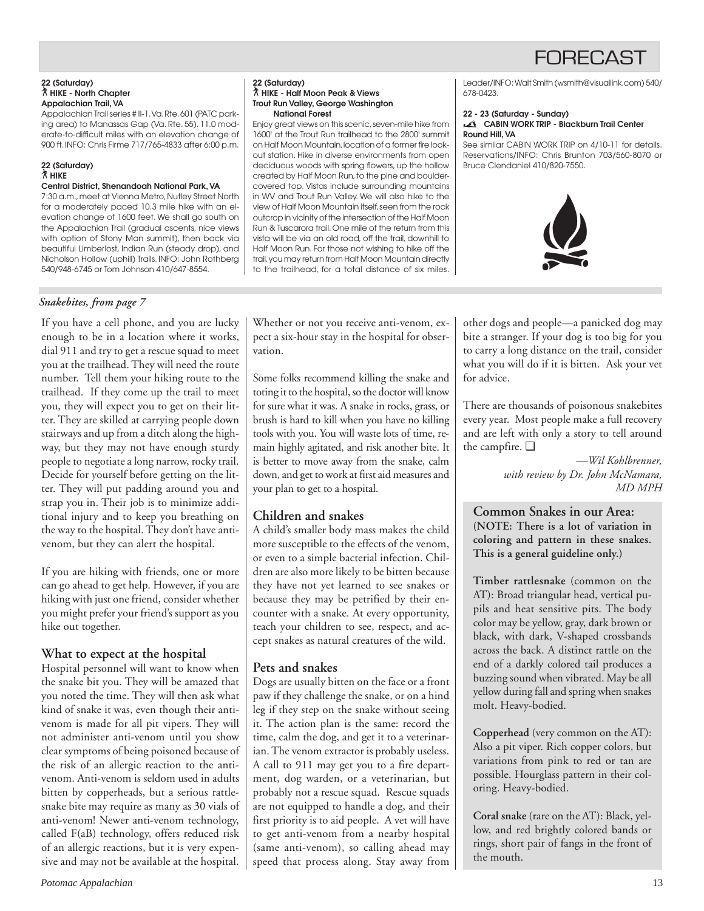# FORECAST

**22 (Saturday)**
**HIKE - North Chapter**
**Appalachian Trail, VA**

Appalachian Trail series # II-1. Va. Rte. 601 (PATC parking area) to Manassas Gap (Va. Rte. 55). 11.0 moderate-to-difficult miles with an elevation change of 900 ft. INFO: Chris Firme 717/765-4833 after 6:00 p.m.

**22 (Saturday)**
**HIKE**
**Central District, Shenandoah National Park, VA**

7:30 a.m., meet at Vienna Metro, Nutley Street North for a moderately paced 10.3 mile hike with an elevation change of 1600 feet. We shall go south on the Appalachian Trail (gradual ascents, nice views with option of Stony Man summit), then back via beautiful Limberlost, Indian Run (steady drop), and Nicholson Hollow (uphill) Trails. INFO: John Rothberg 540/948-6745 or Tom Johnson 410/647-8554.

**22 (Saturday)**
**HIKE - Half Moon Peak & Views**
**Trout Run Valley, George Washington National Forest**

Enjoy great views on this scenic, seven-mile hike from 1600' at the Trout Run trailhead to the 2800' summit on Half Moon Mountain, location of a former fire lookout station. Hike in diverse environments from open deciduous woods with spring flowers, up the hollow created by Half Moon Run, to the pine and boulder-covered top. Vistas include surrounding mountains in WV and Trout Run Valley. We will also hike to the view of Half Moon Mountain itself, seen from the rock outcrop in vicinity of the intersection of the Half Moon Run & Tuscarora trail. One mile of the return from this vista will be via an old road, off the trail, downhill to Half Moon Run. For those not wishing to hike off the trail, you may return from Half Moon Mountain directly to the trailhead, for a total distance of six miles. Leader/INFO: Walt Smith (wsmith@visuallink.com) 540/678-0423.

**22 - 23 (Saturday - Sunday)**
**CABIN WORK TRIP - Blackburn Trail Center**
**Round Hill, VA**

See similar CABIN WORK TRIP on 4/10-11 for details. Reservations/INFO: Chris Brunton 703/560-8070 or Bruce Clendaniel 410/820-7550.

*Snakebites, from page 7*

If you have a cell phone, and you are lucky enough to be in a location where it works, dial 911 and try to get a rescue squad to meet you at the trailhead. They will need the route number. Tell them your hiking route to the trailhead. If they come up the trail to meet you, they will expect you to get on their litter. They are skilled at carrying people down stairways and up from a ditch along the highway, but they may not have enough sturdy people to negotiate a long narrow, rocky trail. Decide for yourself before getting on the litter. They will put padding around you and strap you in. Their job is to minimize additional injury and to keep you breathing on the way to the hospital. They don't have anti-venom, but they can alert the hospital.

If you are hiking with friends, one or more can go ahead to get help. However, if you are hiking with just one friend, consider whether you might prefer your friend's support as you hike out together.

## What to expect at the hospital

Hospital personnel will want to know when the snake bit you. They will be amazed that you noted the time. They will then ask what kind of snake it was, even though their anti-venom is made for all pit vipers. They will not administer anti-venom until you show clear symptoms of being poisoned because of the risk of an allergic reaction to the anti-venom. Anti-venom is seldom used in adults bitten by copperheads, but a serious rattlesnake bite may require as many as 30 vials of anti-venom! Newer anti-venom technology, called F(aB) technology, offers reduced risk of an allergic reactions, but it is very expensive and may not be available at the hospital. Whether or not you receive anti-venom, expect a six-hour stay in the hospital for observation.

Some folks recommend killing the snake and toting it to the hospital, so the doctor will know for sure what it was. A snake in rocks, grass, or brush is hard to kill when you have no killing tools with you. You will waste lots of time, remain highly agitated, and risk another bite. It is better to move away from the snake, calm down, and get to work at first aid measures and your plan to get to a hospital.

## Children and snakes

A child's smaller body mass makes the child more susceptible to the effects of the venom, or even to a simple bacterial infection. Children are also more likely to be bitten because they have not yet learned to see snakes or because they may be petrified by their encounter with a snake. At every opportunity, teach your children to see, respect, and accept snakes as natural creatures of the wild.

## Pets and snakes

Dogs are usually bitten on the face or a front paw if they challenge the snake, or on a hind leg if they step on the snake without seeing it. The action plan is the same: record the time, calm the dog, and get it to a veterinarian. The venom extractor is probably useless. A call to 911 may get you to a fire department, dog warden, or a veterinarian, but probably not a rescue squad. Rescue squads are not equipped to handle a dog, and their first priority is to aid people. A vet will have to get anti-venom from a nearby hospital (same anti-venom), so calling ahead may speed that process along. Stay away from other dogs and people—a panicked dog may bite a stranger. If your dog is too big for you to carry a long distance on the trail, consider what you will do if it is bitten. Ask your vet for advice.

There are thousands of poisonous snakebites every year. Most people make a full recovery and are left with only a story to tell around the campfire. ❑

*—Wil Kohlbrenner,*
*with review by Dr. John McNamara, MD MPH*

**Common Snakes in our Area:**
**(NOTE: There is a lot of variation in coloring and pattern in these snakes. This is a general guideline only.)**

**Timber rattlesnake** (common on the AT): Broad triangular head, vertical pupils and heat sensitive pits. The body color may be yellow, gray, dark brown or black, with dark, V-shaped crossbands across the back. A distinct rattle on the end of a darkly colored tail produces a buzzing sound when vibrated. May be all yellow during fall and spring when snakes molt. Heavy-bodied.

**Copperhead** (very common on the AT): Also a pit viper. Rich copper colors, but variations from pink to red or tan are possible. Hourglass pattern in their coloring. Heavy-bodied.

**Coral snake** (rare on the AT): Black, yellow, and red brightly colored bands or rings, short pair of fangs in the front of the mouth.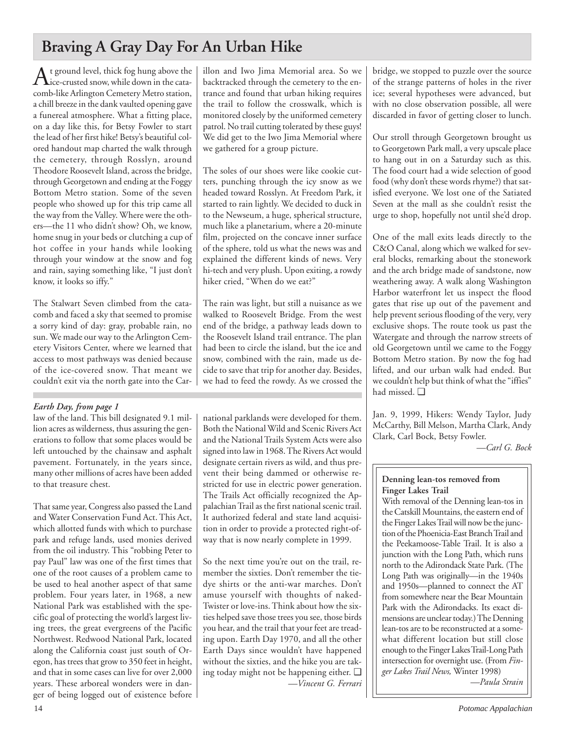# Braving A Gray Day For An Urban Hike

At ground level, thick fog hung above the ice-crusted snow, while down in the catacomb-like Arlington Cemetery Metro station, a chill breeze in the dank vaulted opening gave a funereal atmosphere. What a fitting place, on a day like this, for Betsy Fowler to start the lead of her first hike! Betsy's beautiful colored handout map charted the walk through the cemetery, through Rosslyn, around Theodore Roosevelt Island, across the bridge, through Georgetown and ending at the Foggy Bottom Metro station. Some of the seven people who showed up for this trip came all the way from the Valley. Where were the others—the 11 who didn't show? Oh, we know, home snug in your beds or clutching a cup of hot coffee in your hands while looking through your window at the snow and fog and rain, saying something like, "I just don't know, it looks so iffy."

The Stalwart Seven climbed from the catacomb and faced a sky that seemed to promise a sorry kind of day: gray, probable rain, no sun. We made our way to the Arlington Cemetery Visitors Center, where we learned that access to most pathways was denied because of the ice-covered snow. That meant we couldn't exit via the north gate into the Carillon and Iwo Jima Memorial area. So we backtracked through the cemetery to the entrance and found that urban hiking requires the trail to follow the crosswalk, which is monitored closely by the uniformed cemetery patrol. No trail cutting tolerated by these guys! We did get to the Iwo Jima Memorial where we gathered for a group picture.

The soles of our shoes were like cookie cutters, punching through the icy snow as we headed toward Rosslyn. At Freedom Park, it started to rain lightly. We decided to duck in to the Newseum, a huge, spherical structure, much like a planetarium, where a 20-minute film, projected on the concave inner surface of the sphere, told us what the news was and explained the different kinds of news. Very hi-tech and very plush. Upon exiting, a rowdy hiker cried, "When do we eat?"

The rain was light, but still a nuisance as we walked to Roosevelt Bridge. From the west end of the bridge, a pathway leads down to the Roosevelt Island trail entrance. The plan had been to circle the island, but the ice and snow, combined with the rain, made us decide to save that trip for another day. Besides, we had to feed the rowdy. As we crossed the bridge, we stopped to puzzle over the source of the strange patterns of holes in the river ice; several hypotheses were advanced, but with no close observation possible, all were discarded in favor of getting closer to lunch.

Our stroll through Georgetown brought us to Georgetown Park mall, a very upscale place to hang out in on a Saturday such as this. The food court had a wide selection of good food (why don't these words rhyme?) that satisfied everyone. We lost one of the Satiated Seven at the mall as she couldn't resist the urge to shop, hopefully not until she'd drop.

One of the mall exits leads directly to the C&O Canal, along which we walked for several blocks, remarking about the stonework and the arch bridge made of sandstone, now weathering away. A walk along Washington Harbor waterfront let us inspect the flood gates that rise up out of the pavement and help prevent serious flooding of the very, very exclusive shops. The route took us past the Watergate and through the narrow streets of old Georgetown until we came to the Foggy Bottom Metro station. By now the fog had lifted, and our urban walk had ended. But we couldn't help but think of what the "iffies" had missed. ❑

Jan. 9, 1999, Hikers: Wendy Taylor, Judy McCarthy, Bill Melson, Martha Clark, Andy Clark, Carl Bock, Betsy Fowler.

*—Carl G. Bock*

---

***Earth Day, from page 1***

law of the land. This bill designated 9.1 million acres as wilderness, thus assuring the generations to follow that some places would be left untouched by the chainsaw and asphalt pavement. Fortunately, in the years since, many other millions of acres have been added to that treasure chest.

That same year, Congress also passed the Land and Water Conservation Fund Act. This Act, which allotted funds with which to purchase park and refuge lands, used monies derived from the oil industry. This "robbing Peter to pay Paul" law was one of the first times that one of the root causes of a problem came to be used to heal another aspect of that same problem. Four years later, in 1968, a new National Park was established with the specific goal of protecting the world's largest living trees, the great evergreens of the Pacific Northwest. Redwood National Park, located along the California coast just south of Oregon, has trees that grow to 350 feet in height, and that in some cases can live for over 2,000 years. These arboreal wonders were in danger of being logged out of existence before national parklands were developed for them. Both the National Wild and Scenic Rivers Act and the National Trails System Acts were also signed into law in 1968. The Rivers Act would designate certain rivers as wild, and thus prevent their being dammed or otherwise restricted for use in electric power generation. The Trails Act officially recognized the Appalachian Trail as the first national scenic trail. It authorized federal and state land acquisition in order to provide a protected right-of-way that is now nearly complete in 1999.

So the next time you're out on the trail, remember the sixties. Don't remember the tie-dye shirts or the anti-war marches. Don't amuse yourself with thoughts of naked-Twister or love-ins. Think about how the sixties helped save those trees you see, those birds you hear, and the trail that your feet are treading upon. Earth Day 1970, and all the other Earth Days since wouldn't have happened without the sixties, and the hike you are taking today might not be happening either. ❑

*—Vincent G. Ferrari*

---

**Denning lean-tos removed from Finger Lakes Trail**

With removal of the Denning lean-tos in the Catskill Mountains, the eastern end of the Finger Lakes Trail will now be the junction of the Phoenicia-East Branch Trail and the Peekamoose-Table Trail. It is also a junction with the Long Path, which runs north to the Adirondack State Park. (The Long Path was originally—in the 1940s and 1950s—planned to connect the AT from somewhere near the Bear Mountain Park with the Adirondacks. Its exact dimensions are unclear today.) The Denning lean-tos are to be reconstructed at a somewhat different location but still close enough to the Finger Lakes Trail-Long Path intersection for overnight use. (From *Finger Lakes Trail News,* Winter 1998)

*—Paula Strain*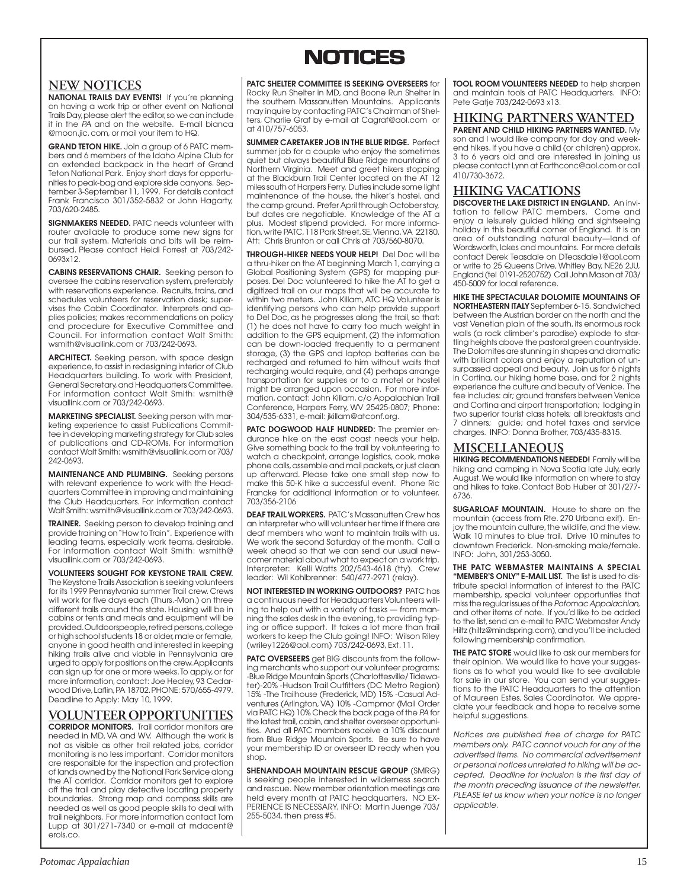# NOTICES

## NEW NOTICES

**NATIONAL TRAILS DAY EVENTS!** If you're planning on having a work trip or other event on National Trails Day, please alert the editor, so we can include it in the *PA* and on the website. E-mail bianca @moon.jic.com, or mail your item to HQ.

**GRAND TETON HIKE.** Join a group of 6 PATC members and 6 members of the Idaho Alpine Club for an extended backpack in the heart of Grand Teton National Park. Enjoy short days for opportunities to peak-bag and explore side canyons. September 3-September 11, 1999. For details contact Frank Francisco 301/352-5832 or John Hagarty, 703/620-2485.

**SIGNMAKERS NEEDED.** PATC needs volunteer with router available to produce some new signs for our trail system. Materials and bits will be reimbursed. Please contact Heidi Forrest at 703/242-0693x12.

**CABINS RESERVATIONS CHAIR.** Seeking person to oversee the cabins reservation system, preferably with reservations experience. Recruits, trains, and schedules volunteers for reservation desk; supervises the Cabin Coordinator. Interprets and applies policies; makes recommendations on policy and procedure for Executive Committee and Council. For information contact Walt Smith: wsmith@visuallink.com or 703/242-0693.

**ARCHITECT.** Seeking person, with space design experience, to assist in redesigning interior of Club Headquarters building. To work with President, General Secretary, and Headquarters Committee. For information contact Walt Smith: wsmith@ visuallink.com or 703/242-0693.

**MARKETING SPECIALIST.** Seeking person with marketing experience to assist Publications Committee in developing marketing strategy for Club sales of publications and CD-ROMs. For information contact Walt Smith: wsmith@visuallink.com or 703/ 242-0693.

**MAINTENANCE AND PLUMBING.** Seeking persons with relevant experience to work with the Headquarters Committee in improving and maintaining the Club Headquarters. For information contact Walt Smith: wsmith@visuallink.com or 703/242-0693.

**TRAINER.** Seeking person to develop training and provide training on "How to Train". Experience with leading teams, especially work teams, desirable. For information contact Walt Smith: wsmith@ visuallink.com or 703/242-0693.

**VOLUNTEERS SOUGHT FOR KEYSTONE TRAIL CREW.** The Keystone Trails Association is seeking volunteers for its 1999 Pennsylvania summer Trail crew. Crews will work for five days each (Thurs.-Mon.) on three different trails around the state. Housing will be in cabins or tents and meals and equipment will be provided. Outdoorspeople, retired persons, college or high school students 18 or older, male or female, anyone in good health and interested in keeping hiking trails alive and viable in Pennsylvania are urged to apply for positions on the crew. Applicants can sign up for one or more weeks. To apply, or for more information, contact: Joe Healey, 93 Cedarwood Drive, Laflin, PA 18702. PHONE: 570/655-4979. Deadline to Apply: May 10, 1999.

## VOLUNTEER OPPORTUNITIES

**CORRIDOR MONITORS.** Trail corridor monitors are needed in MD, VA and WV. Although the work is not as visible as other trail related jobs, corridor monitoring is no less important. Corridor monitors are responsible for the inspection and protection of lands owned by the National Park Service along the AT corridor. Corridor monitors get to explore off the trail and play detective locating property boundaries. Strong map and compass skills are needed as well as good people skills to deal with trail neighbors. For more information contact Tom Lupp at 301/271-7340 or e-mail at mdacent@ erols.co.

**PATC SHELTER COMMITTEE IS SEEKING OVERSEERS** for Rocky Run Shelter in MD, and Boone Run Shelter in the southern Massanutten Mountains. Applicants may inquire by contacting PATC's Chairman of Shelters, Charlie Graf by e-mail at Cagraf@aol.com or at 410/757-6053.

**SUMMER CARETAKER JOB IN THE BLUE RIDGE.** Perfect summer job for a couple who enjoy the sometimes quiet but always beautiful Blue Ridge mountains of Northern Virginia. Meet and greet hikers stopping at the Blackburn Trail Center located on the AT 12 miles south of Harpers Ferry. Duties include some light maintenance of the house, the hiker's hostel, and the camp ground. Prefer April through October stay, but dates are negotiable. Knowledge of the AT a plus. Modest stipend provided. For more information, write PATC, 118 Park Street, SE, Vienna, VA 22180. Att: Chris Brunton or call Chris at 703/560-8070.

**THROUGH-HIKER NEEDS YOUR HELP!** Del Doc will be a thru-hiker on the AT beginning March 1, carrying a Global Positioning System (GPS) for mapping purposes. Del Doc volunteered to hike the AT to get a digitized trail on our maps that will be accurate to within two meters. John Killam, ATC HQ Volunteer is identifying persons who can help provide support to Del Doc, as he progresses along the trail, so that: (1) he does not have to carry too much weight in addition to the GPS equipment, (2) the information can be down-loaded frequently to a permanent storage, (3) the GPS and laptop batteries can be recharged and returned to him without waits that recharging would require, and (4) perhaps arrange transportation for supplies or to a motel or hostel might be arranged upon occasion. For more information, contact: John Killam, c/o Appalachian Trail Conference, Harpers Ferry, WV 25425-0807; Phone: 304/535-6331, e-mail: jkillam@atconf.org.

**PATC DOGWOOD HALF HUNDRED:** The premier endurance hike on the east coast needs your help. Give something back to the trail by volunteering to watch a checkpoint, arrange logistics, cook, make phone calls, assemble and mail packets, or just clean up afterward. Please take one small step now to make this 50-K hike a successful event. Phone Ric Francke for additional information or to volunteer. 703/356-2106

**DEAF TRAIL WORKERS.** PATC's Massanutten Crew has an interpreter who will volunteer her time if there are deaf members who want to maintain trails with us. We work the second Saturday of the month. Call a week ahead so that we can send our usual newcomer material about what to expect on a work trip. Interpreter: Kelli Watts 202/543-4618 (tty). Crew leader: Wil Kohlbrenner: 540/477-2971 (relay).

**NOT INTERESTED IN WORKING OUTDOORS?** PATC has a continuous need for Headquarters Volunteers willing to help out with a variety of tasks — from manning the sales desk in the evening, to providing typing or office support. It takes a lot more than trail workers to keep the Club going! INFO: Wilson Riley (wriley1226@aol.com) 703/242-0693, Ext. 11.

**PATC OVERSEERS** get BIG discounts from the following merchants who support our volunteer programs: -Blue Ridge Mountain Sports (Charlottesville/Tidewater)-20% -Hudson Trail Outfitters (DC Metro Region) 15% -The Trailhouse (Frederick, MD) 15% -Casual Adventures (Arlington, VA) 10% -Campmor (Mail Order via PATC HQ) 10% Check the back page of the *PA* for the latest trail, cabin, and shelter overseer opportunities. And all PATC members receive a 10% discount from Blue Ridge Mountain Sports. Be sure to have your membership ID or overseer ID ready when you shop.

**SHENANDOAH MOUNTAIN RESCUE GROUP** (SMRG) is seeking people interested in wilderness search and rescue. New member orientation meetings are held every month at PATC headquarters. NO EXPERIENCE IS NECESSARY. INFO: Martin Juenge 703/ 255-5034, then press #5.

**TOOL ROOM VOLUNTEERS NEEDED** to help sharpen and maintain tools at PATC Headquarters. INFO: Pete Gatje 703/242-0693 x13.

## HIKING PARTNERS WANTED

**PARENT AND CHILD HIKING PARTNERS WANTED.** My son and I would like company for day and weekend hikes. If you have a child (or children) approx. 3 to 6 years old and are interested in joining us please contact Lynn at Earthconc@aol.com or call 410/730-3672.

## HIKING VACATIONS

**DISCOVER THE LAKE DISTRICT IN ENGLAND.** An invitation to fellow PATC members. Come and enjoy a leisurely guided hiking and sightseeing holiday in this beautiful corner of England. It is an area of outstanding natural beauty—land of Wordsworth, lakes and mountains. For more details contact Derek Teasdale on DTeasdale1@aol.com or write to 25 Queens Drive, Whitley Bay, NE26 2JU, England (tel 0191-2520752) Call John Mason at 703/ 450-5009 for local reference.

**HIKE THE SPECTACULAR DOLOMITE MOUNTAINS OF NORTHEASTERN ITALY** September 6-15. Sandwiched between the Austrian border on the north and the vast Venetian plain of the south, its enormous rock walls (a rock climber's paradise) explode to startling heights above the pastoral green countryside. The Dolomites are stunning in shapes and dramatic with brilliant colors and enjoy a reputation of unsurpassed appeal and beauty. Join us for 6 nights in Cortina, our hiking home base, and for 2 nights experience the culture and beauty of Venice. The fee includes: air; ground transfers between Venice and Cortina and airport transportation; lodging in two superior tourist class hotels; all breakfasts and 7 dinners; guide; and hotel taxes and service charges. INFO: Donna Brother, 703/435-8315.

## MISCELLANEOUS

**HIKING RECOMMENDATIONS NEEDED!** Family will be hiking and camping in Nova Scotia late July, early August. We would like information on where to stay and hikes to take. Contact Bob Huber at 301/277-6736.

**SUGARLOAF MOUNTAIN.** House to share on the mountain (access from Rte. 270 Urbana exit). Enjoy the mountain culture, the wildlife, and the view. Walk 10 minutes to blue trail. Drive 10 minutes to downtown Frederick. Non-smoking male/female. INFO: John, 301/253-3050.

**THE PATC WEBMASTER MAINTAINS A SPECIAL "MEMBER'S ONLY" E-MAIL LIST.** The list is used to distribute special information of interest to the PATC membership, special volunteer opportunities that miss the regular issues of the *Potomac Appalachian,* and other items of note. If you'd like to be added to the list, send an e-mail to PATC Webmaster Andy Hiltz (hiltz@mindspring.com), and you'll be included following membership confirmation.

**THE PATC STORE** would like to ask our members for their opinion. We would like to have your suggestions as to what you would like to see available for sale in our store. You can send your suggestions to the PATC Headquarters to the attention of Maureen Estes, Sales Coordinator. We appreciate your feedback and hope to receive some helpful suggestions.

*Notices are published free of charge for PATC members only. PATC cannot vouch for any of the advertised items. No commercial advertisement or personal notices unrelated to hiking will be accepted. Deadline for inclusion is the first day of the month preceding issuance of the newsletter. PLEASE let us know when your notice is no longer applicable.*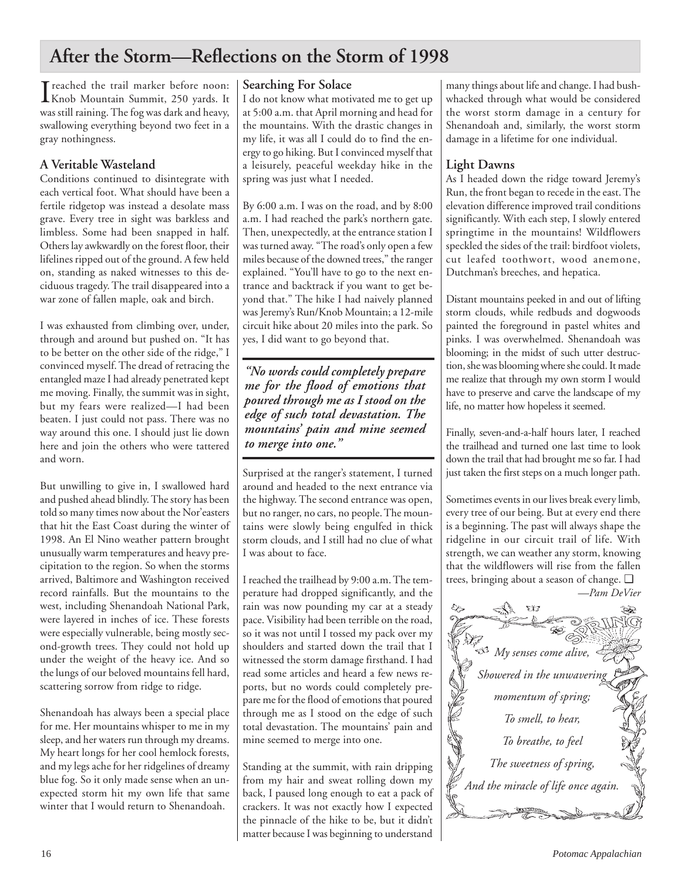# After the Storm—Reflections on the Storm of 1998

I reached the trail marker before noon: Knob Mountain Summit, 250 yards. It was still raining. The fog was dark and heavy, swallowing everything beyond two feet in a gray nothingness.

## A Veritable Wasteland

Conditions continued to disintegrate with each vertical foot. What should have been a fertile ridgetop was instead a desolate mass grave. Every tree in sight was barkless and limbless. Some had been snapped in half. Others lay awkwardly on the forest floor, their lifelines ripped out of the ground. A few held on, standing as naked witnesses to this deciduous tragedy. The trail disappeared into a war zone of fallen maple, oak and birch.

I was exhausted from climbing over, under, through and around but pushed on. "It has to be better on the other side of the ridge," I convinced myself. The dread of retracing the entangled maze I had already penetrated kept me moving. Finally, the summit was in sight, but my fears were realized—I had been beaten. I just could not pass. There was no way around this one. I should just lie down here and join the others who were tattered and worn.

But unwilling to give in, I swallowed hard and pushed ahead blindly. The story has been told so many times now about the Nor'easters that hit the East Coast during the winter of 1998. An El Nino weather pattern brought unusually warm temperatures and heavy precipitation to the region. So when the storms arrived, Baltimore and Washington received record rainfalls. But the mountains to the west, including Shenandoah National Park, were layered in inches of ice. These forests were especially vulnerable, being mostly second-growth trees. They could not hold up under the weight of the heavy ice. And so the lungs of our beloved mountains fell hard, scattering sorrow from ridge to ridge.

Shenandoah has always been a special place for me. Her mountains whisper to me in my sleep, and her waters run through my dreams. My heart longs for her cool hemlock forests, and my legs ache for her ridgelines of dreamy blue fog. So it only made sense when an unexpected storm hit my own life that same winter that I would return to Shenandoah.

## Searching For Solace

I do not know what motivated me to get up at 5:00 a.m. that April morning and head for the mountains. With the drastic changes in my life, it was all I could do to find the energy to go hiking. But I convinced myself that a leisurely, peaceful weekday hike in the spring was just what I needed.

By 6:00 a.m. I was on the road, and by 8:00 a.m. I had reached the park's northern gate. Then, unexpectedly, at the entrance station I was turned away. "The road's only open a few miles because of the downed trees," the ranger explained. "You'll have to go to the next entrance and backtrack if you want to get beyond that." The hike I had naively planned was Jeremy's Run/Knob Mountain; a 12-mile circuit hike about 20 miles into the park. So yes, I did want to go beyond that.

> ***"No words could completely prepare me for the flood of emotions that poured through me as I stood on the edge of such total devastation. The mountains' pain and mine seemed to merge into one."***

Surprised at the ranger's statement, I turned around and headed to the next entrance via the highway. The second entrance was open, but no ranger, no cars, no people. The mountains were slowly being engulfed in thick storm clouds, and I still had no clue of what I was about to face.

I reached the trailhead by 9:00 a.m. The temperature had dropped significantly, and the rain was now pounding my car at a steady pace. Visibility had been terrible on the road, so it was not until I tossed my pack over my shoulders and started down the trail that I witnessed the storm damage firsthand. I had read some articles and heard a few news reports, but no words could completely prepare me for the flood of emotions that poured through me as I stood on the edge of such total devastation. The mountains' pain and mine seemed to merge into one.

Standing at the summit, with rain dripping from my hair and sweat rolling down my back, I paused long enough to eat a pack of crackers. It was not exactly how I expected the pinnacle of the hike to be, but it didn't matter because I was beginning to understand many things about life and change. I had bushwhacked through what would be considered the worst storm damage in a century for Shenandoah and, similarly, the worst storm damage in a lifetime for one individual.

## Light Dawns

As I headed down the ridge toward Jeremy's Run, the front began to recede in the east. The elevation difference improved trail conditions significantly. With each step, I slowly entered springtime in the mountains! Wildflowers speckled the sides of the trail: birdfoot violets, cut leafed toothwort, wood anemone, Dutchman's breeches, and hepatica.

Distant mountains peeked in and out of lifting storm clouds, while redbuds and dogwoods painted the foreground in pastel whites and pinks. I was overwhelmed. Shenandoah was blooming; in the midst of such utter destruction, she was blooming where she could. It made me realize that through my own storm I would have to preserve and carve the landscape of my life, no matter how hopeless it seemed.

Finally, seven-and-a-half hours later, I reached the trailhead and turned one last time to look down the trail that had brought me so far. I had just taken the first steps on a much longer path.

Sometimes events in our lives break every limb, every tree of our being. But at every end there is a beginning. The past will always shape the ridgeline in our circuit trail of life. With strength, we can weather any storm, knowing that the wildflowers will rise from the fallen trees, bringing about a season of change. ❑

*—Pam DeVier*

**SPRING**

*My senses come alive,*
*Showered in the unwavering*
*momentum of spring;*
*To smell, to hear,*
*To breathe, to feel*
*The sweetness of spring,*
*And the miracle of life once again.*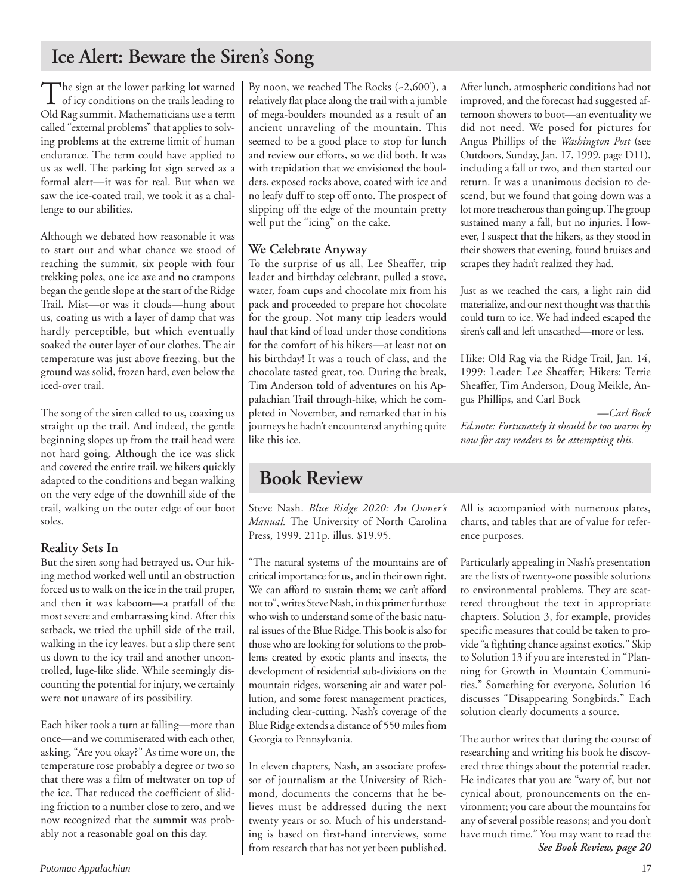## Ice Alert: Beware the Siren's Song

The sign at the lower parking lot warned of icy conditions on the trails leading to Old Rag summit. Mathematicians use a term called "external problems" that applies to solving problems at the extreme limit of human endurance. The term could have applied to us as well. The parking lot sign served as a formal alert—it was for real. But when we saw the ice-coated trail, we took it as a challenge to our abilities.

Although we debated how reasonable it was to start out and what chance we stood of reaching the summit, six people with four trekking poles, one ice axe and no crampons began the gentle slope at the start of the Ridge Trail. Mist—or was it clouds—hung about us, coating us with a layer of damp that was hardly perceptible, but which eventually soaked the outer layer of our clothes. The air temperature was just above freezing, but the ground was solid, frozen hard, even below the iced-over trail.

The song of the siren called to us, coaxing us straight up the trail. And indeed, the gentle beginning slopes up from the trail head were not hard going. Although the ice was slick and covered the entire trail, we hikers quickly adapted to the conditions and began walking on the very edge of the downhill side of the trail, walking on the outer edge of our boot soles.

### Reality Sets In

But the siren song had betrayed us. Our hiking method worked well until an obstruction forced us to walk on the ice in the trail proper, and then it was kaboom—a pratfall of the most severe and embarrassing kind. After this setback, we tried the uphill side of the trail, walking in the icy leaves, but a slip there sent us down to the icy trail and another uncontrolled, luge-like slide. While seemingly discounting the potential for injury, we certainly were not unaware of its possibility.

Each hiker took a turn at falling—more than once—and we commiserated with each other, asking, "Are you okay?" As time wore on, the temperature rose probably a degree or two so that there was a film of meltwater on top of the ice. That reduced the coefficient of sliding friction to a number close to zero, and we now recognized that the summit was probably not a reasonable goal on this day.

By noon, we reached The Rocks (~2,600'), a relatively flat place along the trail with a jumble of mega-boulders mounded as a result of an ancient unraveling of the mountain. This seemed to be a good place to stop for lunch and review our efforts, so we did both. It was with trepidation that we envisioned the boulders, exposed rocks above, coated with ice and no leafy duff to step off onto. The prospect of slipping off the edge of the mountain pretty well put the "icing" on the cake.

### We Celebrate Anyway

To the surprise of us all, Lee Sheaffer, trip leader and birthday celebrant, pulled a stove, water, foam cups and chocolate mix from his pack and proceeded to prepare hot chocolate for the group. Not many trip leaders would haul that kind of load under those conditions for the comfort of his hikers—at least not on his birthday! It was a touch of class, and the chocolate tasted great, too. During the break, Tim Anderson told of adventures on his Appalachian Trail through-hike, which he completed in November, and remarked that in his journeys he hadn't encountered anything quite like this ice.

After lunch, atmospheric conditions had not improved, and the forecast had suggested afternoon showers to boot—an eventuality we did not need. We posed for pictures for Angus Phillips of the *Washington Post* (see Outdoors, Sunday, Jan. 17, 1999, page D11), including a fall or two, and then started our return. It was a unanimous decision to descend, but we found that going down was a lot more treacherous than going up. The group sustained many a fall, but no injuries. However, I suspect that the hikers, as they stood in their showers that evening, found bruises and scrapes they hadn't realized they had.

Just as we reached the cars, a light rain did materialize, and our next thought was that this could turn to ice. We had indeed escaped the siren's call and left unscathed—more or less.

Hike: Old Rag via the Ridge Trail, Jan. 14, 1999: Leader: Lee Sheaffer; Hikers: Terrie Sheaffer, Tim Anderson, Doug Meikle, Angus Phillips, and Carl Bock

—*Carl Bock*

*Ed.note: Fortunately it should be too warm by now for any readers to be attempting this.*

## Book Review

Steve Nash. *Blue Ridge 2020: An Owner's Manual.* The University of North Carolina Press, 1999. 211p. illus. $19.95.

"The natural systems of the mountains are of critical importance for us, and in their own right. We can afford to sustain them; we can't afford not to", writes Steve Nash, in this primer for those who wish to understand some of the basic natural issues of the Blue Ridge. This book is also for those who are looking for solutions to the problems created by exotic plants and insects, the development of residential sub-divisions on the mountain ridges, worsening air and water pollution, and some forest management practices, including clear-cutting. Nash's coverage of the Blue Ridge extends a distance of 550 miles from Georgia to Pennsylvania.

In eleven chapters, Nash, an associate professor of journalism at the University of Richmond, documents the concerns that he believes must be addressed during the next twenty years or so. Much of his understanding is based on first-hand interviews, some from research that has not yet been published. All is accompanied with numerous plates, charts, and tables that are of value for reference purposes.

Particularly appealing in Nash's presentation are the lists of twenty-one possible solutions to environmental problems. They are scattered throughout the text in appropriate chapters. Solution 3, for example, provides specific measures that could be taken to provide "a fighting chance against exotics." Skip to Solution 13 if you are interested in "Planning for Growth in Mountain Communities." Something for everyone, Solution 16 discusses "Disappearing Songbirds." Each solution clearly documents a source.

The author writes that during the course of researching and writing his book he discovered three things about the potential reader. He indicates that you are "wary of, but not cynical about, pronouncements on the environment; you care about the mountains for any of several possible reasons; and you don't have much time." You may want to read the

***See Book Review, page 20***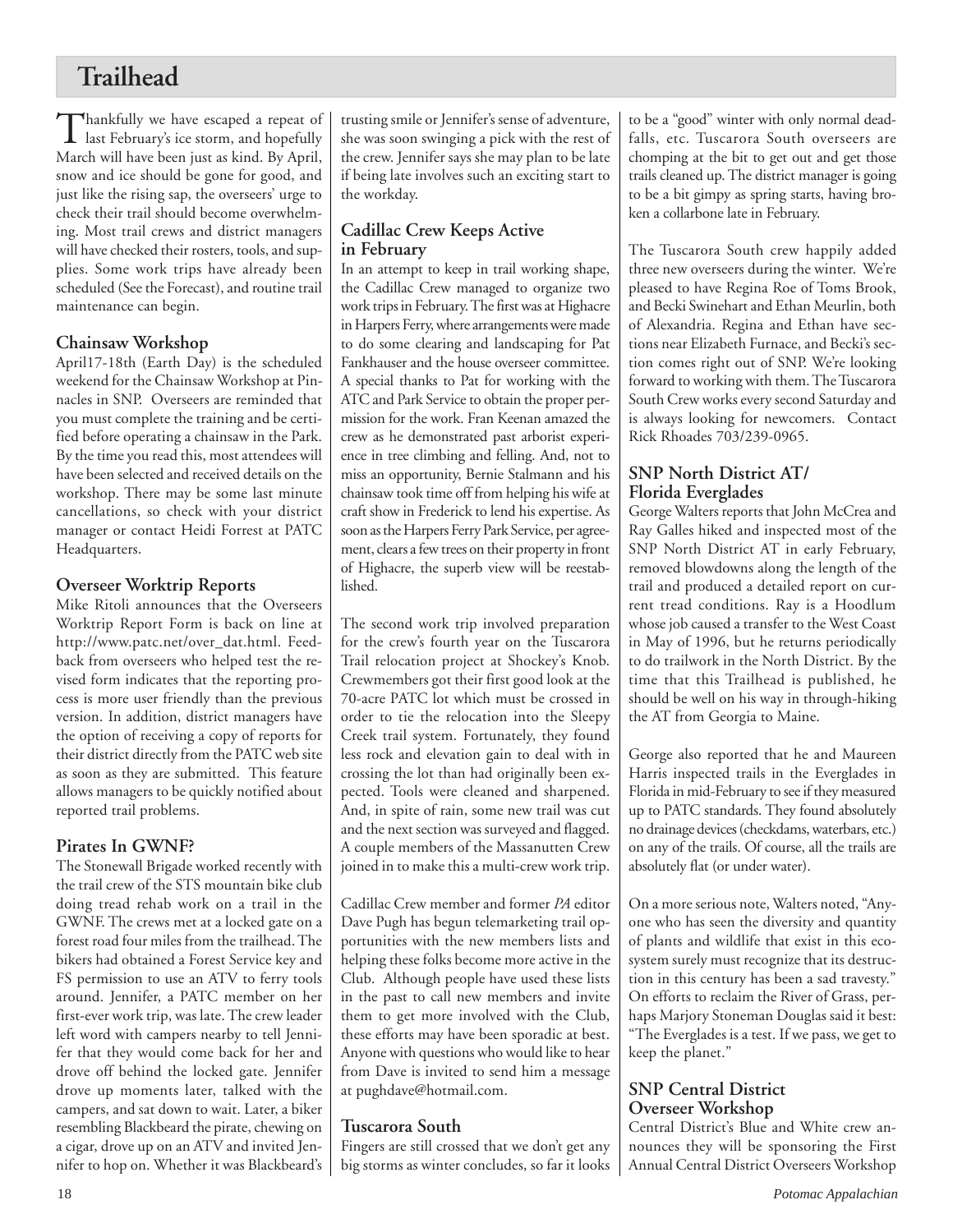# Trailhead

Thankfully we have escaped a repeat of last February's ice storm, and hopefully March will have been just as kind. By April, snow and ice should be gone for good, and just like the rising sap, the overseers' urge to check their trail should become overwhelming. Most trail crews and district managers will have checked their rosters, tools, and supplies. Some work trips have already been scheduled (See the Forecast), and routine trail maintenance can begin.

### Chainsaw Workshop

April17-18th (Earth Day) is the scheduled weekend for the Chainsaw Workshop at Pinnacles in SNP. Overseers are reminded that you must complete the training and be certified before operating a chainsaw in the Park. By the time you read this, most attendees will have been selected and received details on the workshop. There may be some last minute cancellations, so check with your district manager or contact Heidi Forrest at PATC Headquarters.

### Overseer Worktrip Reports

Mike Ritoli announces that the Overseers Worktrip Report Form is back on line at http://www.patc.net/over_dat.html. Feedback from overseers who helped test the revised form indicates that the reporting process is more user friendly than the previous version. In addition, district managers have the option of receiving a copy of reports for their district directly from the PATC web site as soon as they are submitted. This feature allows managers to be quickly notified about reported trail problems.

### Pirates In GWNF?

The Stonewall Brigade worked recently with the trail crew of the STS mountain bike club doing tread rehab work on a trail in the GWNF. The crews met at a locked gate on a forest road four miles from the trailhead. The bikers had obtained a Forest Service key and FS permission to use an ATV to ferry tools around. Jennifer, a PATC member on her first-ever work trip, was late. The crew leader left word with campers nearby to tell Jennifer that they would come back for her and drove off behind the locked gate. Jennifer drove up moments later, talked with the campers, and sat down to wait. Later, a biker resembling Blackbeard the pirate, chewing on a cigar, drove up on an ATV and invited Jennifer to hop on. Whether it was Blackbeard's trusting smile or Jennifer's sense of adventure, she was soon swinging a pick with the rest of the crew. Jennifer says she may plan to be late if being late involves such an exciting start to the workday.

### Cadillac Crew Keeps Active in February

In an attempt to keep in trail working shape, the Cadillac Crew managed to organize two work trips in February. The first was at Highacre in Harpers Ferry, where arrangements were made to do some clearing and landscaping for Pat Fankhauser and the house overseer committee. A special thanks to Pat for working with the ATC and Park Service to obtain the proper permission for the work. Fran Keenan amazed the crew as he demonstrated past arborist experience in tree climbing and felling. And, not to miss an opportunity, Bernie Stalmann and his chainsaw took time off from helping his wife at craft show in Frederick to lend his expertise. As soon as the Harpers Ferry Park Service, per agreement, clears a few trees on their property in front of Highacre, the superb view will be reestablished.

The second work trip involved preparation for the crew's fourth year on the Tuscarora Trail relocation project at Shockey's Knob. Crewmembers got their first good look at the 70-acre PATC lot which must be crossed in order to tie the relocation into the Sleepy Creek trail system. Fortunately, they found less rock and elevation gain to deal with in crossing the lot than had originally been expected. Tools were cleaned and sharpened. And, in spite of rain, some new trail was cut and the next section was surveyed and flagged. A couple members of the Massanutten Crew joined in to make this a multi-crew work trip.

Cadillac Crew member and former *PA* editor Dave Pugh has begun telemarketing trail opportunities with the new members lists and helping these folks become more active in the Club. Although people have used these lists in the past to call new members and invite them to get more involved with the Club, these efforts may have been sporadic at best. Anyone with questions who would like to hear from Dave is invited to send him a message at pughdave@hotmail.com.

### Tuscarora South

Fingers are still crossed that we don't get any big storms as winter concludes, so far it looks to be a "good" winter with only normal deadfalls, etc. Tuscarora South overseers are chomping at the bit to get out and get those trails cleaned up. The district manager is going to be a bit gimpy as spring starts, having broken a collarbone late in February.

The Tuscarora South crew happily added three new overseers during the winter. We're pleased to have Regina Roe of Toms Brook, and Becki Swinehart and Ethan Meurlin, both of Alexandria. Regina and Ethan have sections near Elizabeth Furnace, and Becki's section comes right out of SNP. We're looking forward to working with them. The Tuscarora South Crew works every second Saturday and is always looking for newcomers. Contact Rick Rhoades 703/239-0965.

### SNP North District AT/ Florida Everglades

George Walters reports that John McCrea and Ray Galles hiked and inspected most of the SNP North District AT in early February, removed blowdowns along the length of the trail and produced a detailed report on current tread conditions. Ray is a Hoodlum whose job caused a transfer to the West Coast in May of 1996, but he returns periodically to do trailwork in the North District. By the time that this Trailhead is published, he should be well on his way in through-hiking the AT from Georgia to Maine.

George also reported that he and Maureen Harris inspected trails in the Everglades in Florida in mid-February to see if they measured up to PATC standards. They found absolutely no drainage devices (checkdams, waterbars, etc.) on any of the trails. Of course, all the trails are absolutely flat (or under water).

On a more serious note, Walters noted, "Anyone who has seen the diversity and quantity of plants and wildlife that exist in this ecosystem surely must recognize that its destruction in this century has been a sad travesty." On efforts to reclaim the River of Grass, perhaps Marjory Stoneman Douglas said it best: "The Everglades is a test. If we pass, we get to keep the planet."

### SNP Central District Overseer Workshop

Central District's Blue and White crew announces they will be sponsoring the First Annual Central District Overseers Workshop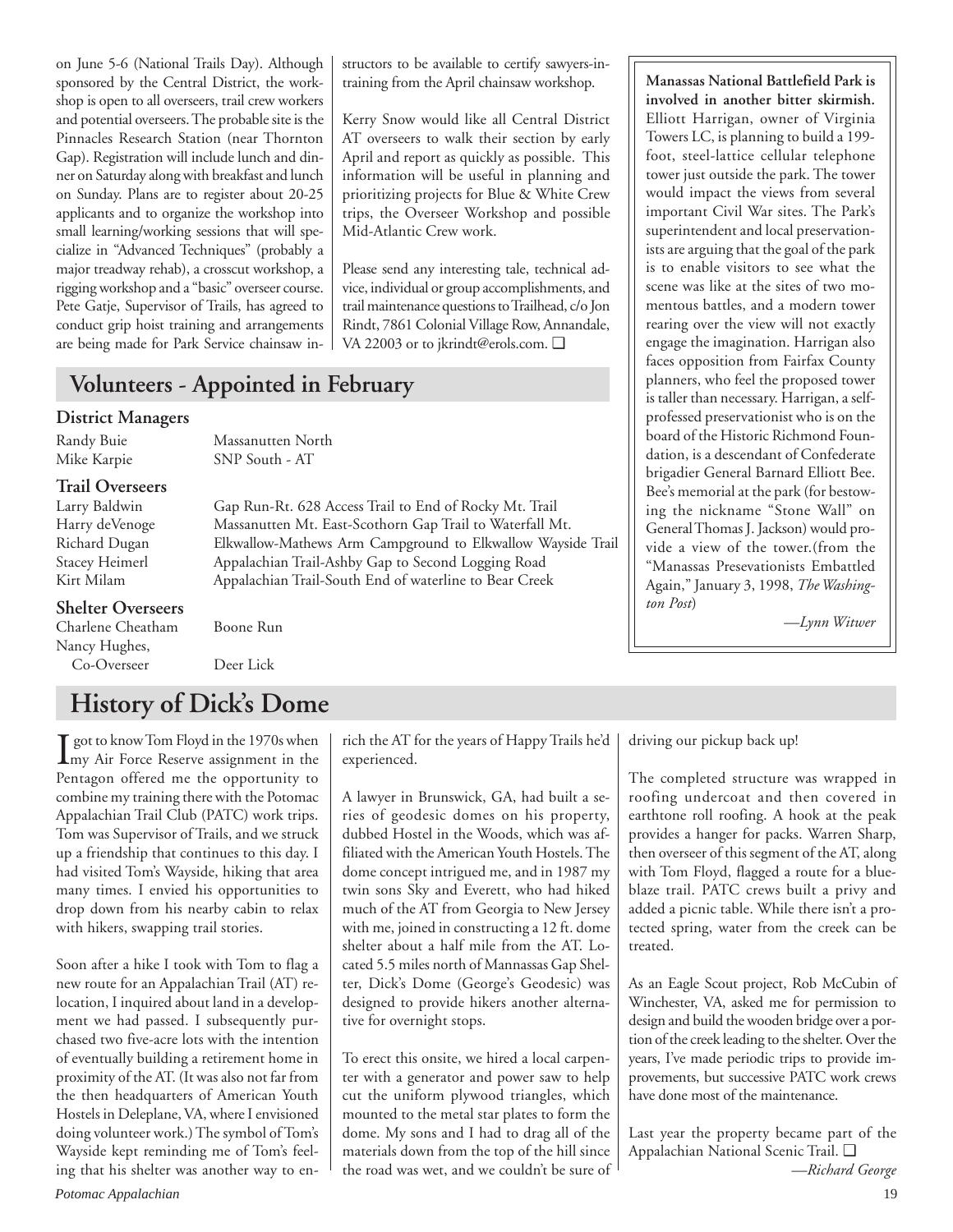on June 5-6 (National Trails Day). Although sponsored by the Central District, the workshop is open to all overseers, trail crew workers and potential overseers. The probable site is the Pinnacles Research Station (near Thornton Gap). Registration will include lunch and dinner on Saturday along with breakfast and lunch on Sunday. Plans are to register about 20-25 applicants and to organize the workshop into small learning/working sessions that will specialize in "Advanced Techniques" (probably a major treadway rehab), a crosscut workshop, a rigging workshop and a "basic" overseer course. Pete Gatje, Supervisor of Trails, has agreed to conduct grip hoist training and arrangements are being made for Park Service chainsaw instructors to be available to certify sawyers-in-training from the April chainsaw workshop.

Kerry Snow would like all Central District AT overseers to walk their section by early April and report as quickly as possible. This information will be useful in planning and prioritizing projects for Blue & White Crew trips, the Overseer Workshop and possible Mid-Atlantic Crew work.

Please send any interesting tale, technical advice, individual or group accomplishments, and trail maintenance questions to Trailhead, c/o Jon Rindt, 7861 Colonial Village Row, Annandale, VA 22003 or to jkrindt@erols.com. ❑

**Manassas National Battlefield Park is involved in another bitter skirmish.** Elliott Harrigan, owner of Virginia Towers LC, is planning to build a 199-foot, steel-lattice cellular telephone tower just outside the park. The tower would impact the views from several important Civil War sites. The Park's superintendent and local preservationists are arguing that the goal of the park is to enable visitors to see what the scene was like at the sites of two momentous battles, and a modern tower rearing over the view will not exactly engage the imagination. Harrigan also faces opposition from Fairfax County planners, who feel the proposed tower is taller than necessary. Harrigan, a self-professed preservationist who is on the board of the Historic Richmond Foundation, is a descendant of Confederate brigadier General Barnard Elliott Bee. Bee's memorial at the park (for bestowing the nickname "Stone Wall" on General Thomas J. Jackson) would provide a view of the tower.(from the "Manassas Presevationists Embattled Again," January 3, 1998, *The Washington Post*)

*—Lynn Witwer*

## Volunteers - Appointed in February

### District Managers

| | |
|---|---|
| Randy Buie | Massanutten North |
| Mike Karpie | SNP South - AT |

### Trail Overseers

| | |
|---|---|
| Larry Baldwin | Gap Run-Rt. 628 Access Trail to End of Rocky Mt. Trail |
| Harry deVenoge | Massanutten Mt. East-Scothorn Gap Trail to Waterfall Mt. |
| Richard Dugan | Elkwallow-Mathews Arm Campground to Elkwallow Wayside Trail |
| Stacey Heimerl | Appalachian Trail-Ashby Gap to Second Logging Road |
| Kirt Milam | Appalachian Trail-South End of waterline to Bear Creek |

### Shelter Overseers

| | |
|---|---|
| Charlene Cheatham | Boone Run |
| Nancy Hughes, Co-Overseer | Deer Lick |

## History of Dick's Dome

I got to know Tom Floyd in the 1970s when my Air Force Reserve assignment in the Pentagon offered me the opportunity to combine my training there with the Potomac Appalachian Trail Club (PATC) work trips. Tom was Supervisor of Trails, and we struck up a friendship that continues to this day. I had visited Tom's Wayside, hiking that area many times. I envied his opportunities to drop down from his nearby cabin to relax with hikers, swapping trail stories.

Soon after a hike I took with Tom to flag a new route for an Appalachian Trail (AT) relocation, I inquired about land in a development we had passed. I subsequently purchased two five-acre lots with the intention of eventually building a retirement home in proximity of the AT. (It was also not far from the then headquarters of American Youth Hostels in Deleplane, VA, where I envisioned doing volunteer work.) The symbol of Tom's Wayside kept reminding me of Tom's feeling that his shelter was another way to enrich the AT for the years of Happy Trails he'd experienced.

A lawyer in Brunswick, GA, had built a series of geodesic domes on his property, dubbed Hostel in the Woods, which was affiliated with the American Youth Hostels. The dome concept intrigued me, and in 1987 my twin sons Sky and Everett, who had hiked much of the AT from Georgia to New Jersey with me, joined in constructing a 12 ft. dome shelter about a half mile from the AT. Located 5.5 miles north of Mannassas Gap Shelter, Dick's Dome (George's Geodesic) was designed to provide hikers another alternative for overnight stops.

To erect this onsite, we hired a local carpenter with a generator and power saw to help cut the uniform plywood triangles, which mounted to the metal star plates to form the dome. My sons and I had to drag all of the materials down from the top of the hill since the road was wet, and we couldn't be sure of driving our pickup back up!

The completed structure was wrapped in roofing undercoat and then covered in earthtone roll roofing. A hook at the peak provides a hanger for packs. Warren Sharp, then overseer of this segment of the AT, along with Tom Floyd, flagged a route for a blue-blaze trail. PATC crews built a privy and added a picnic table. While there isn't a protected spring, water from the creek can be treated.

As an Eagle Scout project, Rob McCubin of Winchester, VA, asked me for permission to design and build the wooden bridge over a portion of the creek leading to the shelter. Over the years, I've made periodic trips to provide improvements, but successive PATC work crews have done most of the maintenance.

Last year the property became part of the Appalachian National Scenic Trail. ❑

*—Richard George*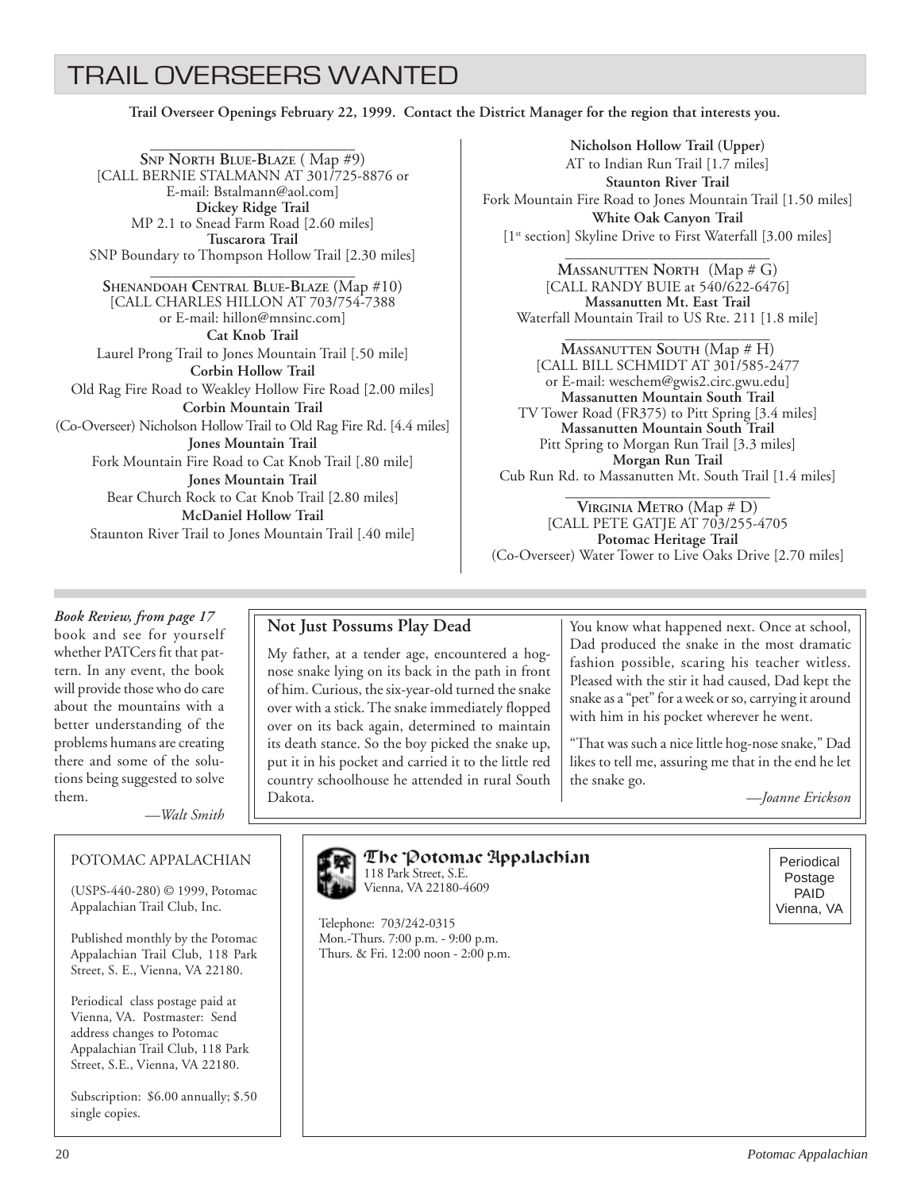# TRAIL OVERSEERS WANTED

**Trail Overseer Openings February 22, 1999. Contact the District Manager for the region that interests you.**

**SNP NORTH BLUE-BLAZE** ( Map #9)
[CALL BERNIE STALMANN AT 301/725-8876 or E-mail: Bstalmann@aol.com]

**Dickey Ridge Trail**
MP 2.1 to Snead Farm Road [2.60 miles]

**Tuscarora Trail**
SNP Boundary to Thompson Hollow Trail [2.30 miles]

**SHENANDOAH CENTRAL BLUE-BLAZE** (Map #10)
[CALL CHARLES HILLON AT 703/754-7388 or E-mail: hillon@mnsinc.com]

**Cat Knob Trail**
Laurel Prong Trail to Jones Mountain Trail [.50 mile]

**Corbin Hollow Trail**
Old Rag Fire Road to Weakley Hollow Fire Road [2.00 miles]

**Corbin Mountain Trail**
(Co-Overseer) Nicholson Hollow Trail to Old Rag Fire Rd. [4.4 miles]

**Jones Mountain Trail**
Fork Mountain Fire Road to Cat Knob Trail [.80 mile]

**Jones Mountain Trail**
Bear Church Rock to Cat Knob Trail [2.80 miles]

**McDaniel Hollow Trail**
Staunton River Trail to Jones Mountain Trail [.40 mile]

**Nicholson Hollow Trail (Upper)**
AT to Indian Run Trail [1.7 miles]

**Staunton River Trail**
Fork Mountain Fire Road to Jones Mountain Trail [1.50 miles]

**White Oak Canyon Trail**
[1st section] Skyline Drive to First Waterfall [3.00 miles]

**MASSANUTTEN NORTH** (Map # G)
[CALL RANDY BUIE at 540/622-6476]

**Massanutten Mt. East Trail**
Waterfall Mountain Trail to US Rte. 211 [1.8 mile]

**MASSANUTTEN SOUTH** (Map # H)
[CALL BILL SCHMIDT AT 301/585-2477 or E-mail: weschem@gwis2.circ.gwu.edu]

**Massanutten Mountain South Trail**
TV Tower Road (FR375) to Pitt Spring [3.4 miles]

**Massanutten Mountain South Trail**
Pitt Spring to Morgan Run Trail [3.3 miles]

**Morgan Run Trail**
Cub Run Rd. to Massanutten Mt. South Trail [1.4 miles]

**VIRGINIA METRO** (Map # D)
[CALL PETE GATJE AT 703/255-4705

**Potomac Heritage Trail**
(Co-Overseer) Water Tower to Live Oaks Drive [2.70 miles]

---

***Book Review, from page 17***

book and see for yourself whether PATCers fit that pattern. In any event, the book will provide those who do care about the mountains with a better understanding of the problems humans are creating there and some of the solutions being suggested to solve them.

*—Walt Smith*

### Not Just Possums Play Dead

My father, at a tender age, encountered a hog-nose snake lying on its back in the path in front of him. Curious, the six-year-old turned the snake over with a stick. The snake immediately flopped over on its back again, determined to maintain its death stance. So the boy picked the snake up, put it in his pocket and carried it to the little red country schoolhouse he attended in rural South Dakota.

You know what happened next. Once at school, Dad produced the snake in the most dramatic fashion possible, scaring his teacher witless. Pleased with the stir it had caused, Dad kept the snake as a "pet" for a week or so, carrying it around with him in his pocket wherever he went.

"That was such a nice little hog-nose snake," Dad likes to tell me, assuring me that in the end he let the snake go.

*—Joanne Erickson*

---

POTOMAC APPALACHIAN

(USPS-440-280) © 1999, Potomac Appalachian Trail Club, Inc.

Published monthly by the Potomac Appalachian Trail Club, 118 Park Street, S. E., Vienna, VA 22180.

Periodical class postage paid at Vienna, VA. Postmaster: Send address changes to Potomac Appalachian Trail Club, 118 Park Street, S.E., Vienna, VA 22180.

Subscription: $6.00 annually; $.50 single copies.

**The Potomac Appalachian**
118 Park Street, S.E.
Vienna, VA 22180-4609

Telephone: 703/242-0315
Mon.-Thurs. 7:00 p.m. - 9:00 p.m.
Thurs. & Fri. 12:00 noon - 2:00 p.m.

Periodical Postage PAID Vienna, VA